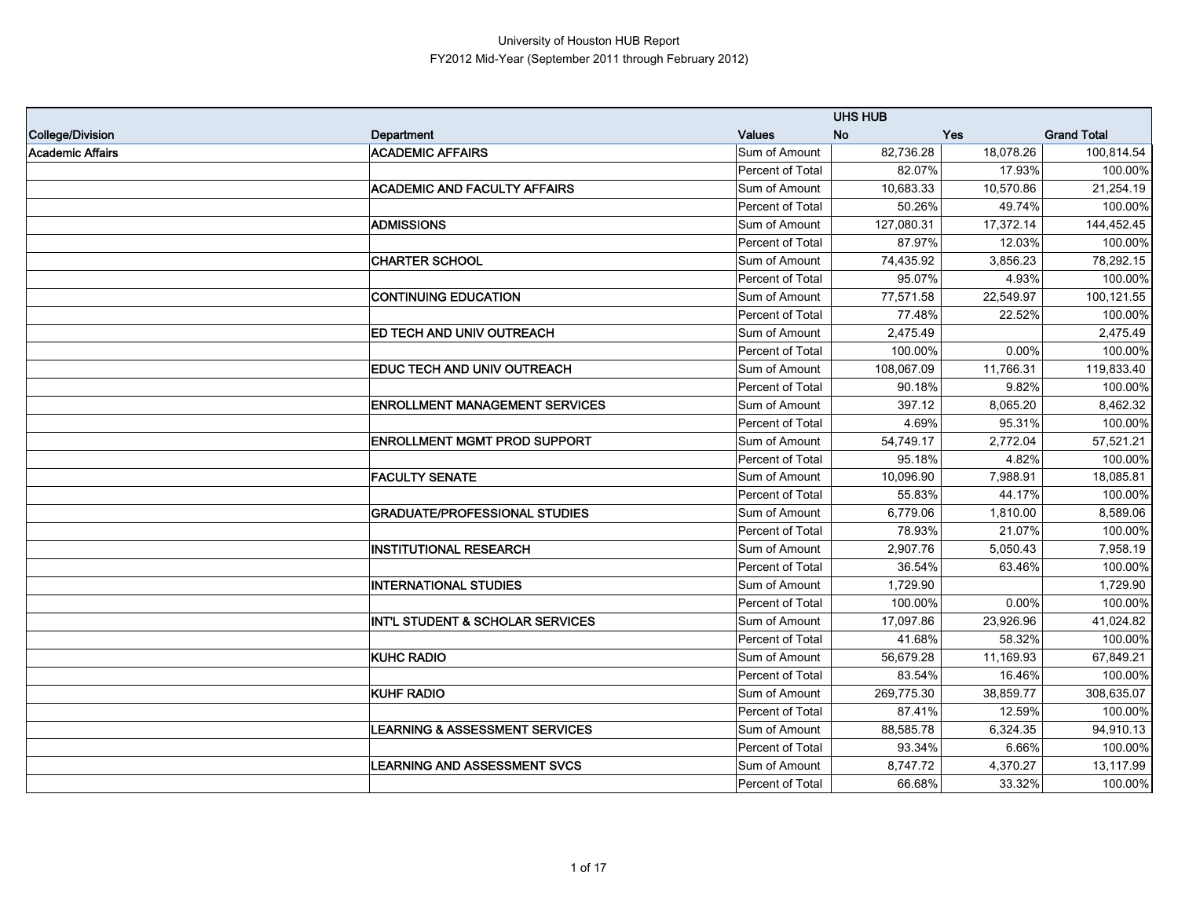University of Houston HUB Report

FY2012 Mid-Year (September 2011 through February 2012)

| College/Division | Department | Values | UHS HUB No | Yes | Grand Total |
|---|---|---|---|---|---|
| **Academic Affairs** | **ACADEMIC AFFAIRS** | Sum of Amount | 82,736.28 | 18,078.26 | 100,814.54 |
| | | Percent of Total | 82.07% | 17.93% | 100.00% |
| | **ACADEMIC AND FACULTY AFFAIRS** | Sum of Amount | 10,683.33 | 10,570.86 | 21,254.19 |
| | | Percent of Total | 50.26% | 49.74% | 100.00% |
| | **ADMISSIONS** | Sum of Amount | 127,080.31 | 17,372.14 | 144,452.45 |
| | | Percent of Total | 87.97% | 12.03% | 100.00% |
| | **CHARTER SCHOOL** | Sum of Amount | 74,435.92 | 3,856.23 | 78,292.15 |
| | | Percent of Total | 95.07% | 4.93% | 100.00% |
| | **CONTINUING EDUCATION** | Sum of Amount | 77,571.58 | 22,549.97 | 100,121.55 |
| | | Percent of Total | 77.48% | 22.52% | 100.00% |
| | **ED TECH AND UNIV OUTREACH** | Sum of Amount | 2,475.49 | | 2,475.49 |
| | | Percent of Total | 100.00% | 0.00% | 100.00% |
| | **EDUC TECH AND UNIV OUTREACH** | Sum of Amount | 108,067.09 | 11,766.31 | 119,833.40 |
| | | Percent of Total | 90.18% | 9.82% | 100.00% |
| | **ENROLLMENT MANAGEMENT SERVICES** | Sum of Amount | 397.12 | 8,065.20 | 8,462.32 |
| | | Percent of Total | 4.69% | 95.31% | 100.00% |
| | **ENROLLMENT MGMT PROD SUPPORT** | Sum of Amount | 54,749.17 | 2,772.04 | 57,521.21 |
| | | Percent of Total | 95.18% | 4.82% | 100.00% |
| | **FACULTY SENATE** | Sum of Amount | 10,096.90 | 7,988.91 | 18,085.81 |
| | | Percent of Total | 55.83% | 44.17% | 100.00% |
| | **GRADUATE/PROFESSIONAL STUDIES** | Sum of Amount | 6,779.06 | 1,810.00 | 8,589.06 |
| | | Percent of Total | 78.93% | 21.07% | 100.00% |
| | **INSTITUTIONAL RESEARCH** | Sum of Amount | 2,907.76 | 5,050.43 | 7,958.19 |
| | | Percent of Total | 36.54% | 63.46% | 100.00% |
| | **INTERNATIONAL STUDIES** | Sum of Amount | 1,729.90 | | 1,729.90 |
| | | Percent of Total | 100.00% | 0.00% | 100.00% |
| | **INT'L STUDENT & SCHOLAR SERVICES** | Sum of Amount | 17,097.86 | 23,926.96 | 41,024.82 |
| | | Percent of Total | 41.68% | 58.32% | 100.00% |
| | **KUHC RADIO** | Sum of Amount | 56,679.28 | 11,169.93 | 67,849.21 |
| | | Percent of Total | 83.54% | 16.46% | 100.00% |
| | **KUHF RADIO** | Sum of Amount | 269,775.30 | 38,859.77 | 308,635.07 |
| | | Percent of Total | 87.41% | 12.59% | 100.00% |
| | **LEARNING & ASSESSMENT SERVICES** | Sum of Amount | 88,585.78 | 6,324.35 | 94,910.13 |
| | | Percent of Total | 93.34% | 6.66% | 100.00% |
| | **LEARNING AND ASSESSMENT SVCS** | Sum of Amount | 8,747.72 | 4,370.27 | 13,117.99 |
| | | Percent of Total | 66.68% | 33.32% | 100.00% |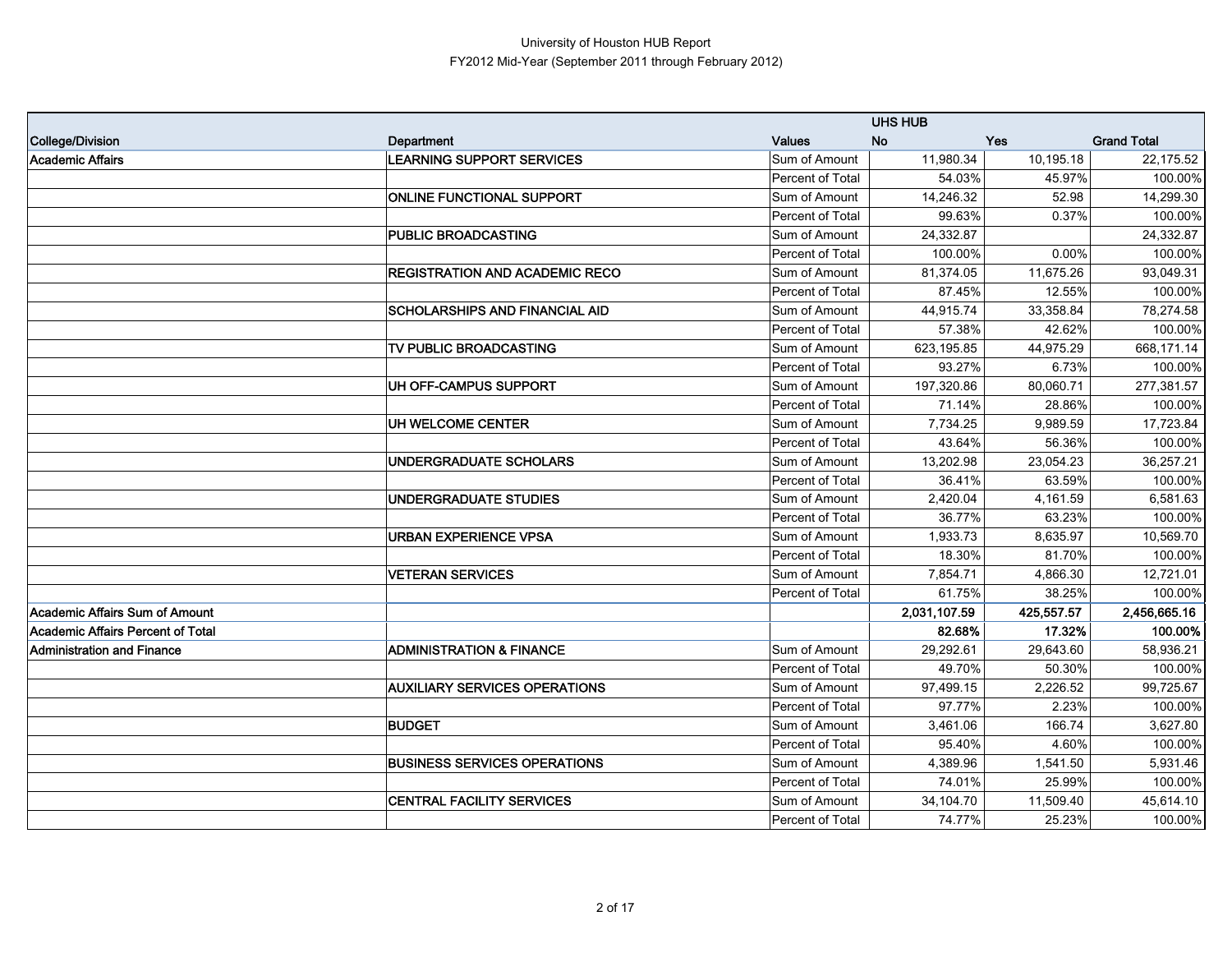University of Houston HUB Report
FY2012 Mid-Year (September 2011 through February 2012)

| | | | UHS HUB | | |
|---|---|---|---|---|---|
| **College/Division** | **Department** | **Values** | **No** | **Yes** | **Grand Total** |
| **Academic Affairs** | **LEARNING SUPPORT SERVICES** | Sum of Amount | 11,980.34 | 10,195.18 | 22,175.52 |
| | | Percent of Total | 54.03% | 45.97% | 100.00% |
| | **ONLINE FUNCTIONAL SUPPORT** | Sum of Amount | 14,246.32 | 52.98 | 14,299.30 |
| | | Percent of Total | 99.63% | 0.37% | 100.00% |
| | **PUBLIC BROADCASTING** | Sum of Amount | 24,332.87 | | 24,332.87 |
| | | Percent of Total | 100.00% | 0.00% | 100.00% |
| | **REGISTRATION AND ACADEMIC RECO** | Sum of Amount | 81,374.05 | 11,675.26 | 93,049.31 |
| | | Percent of Total | 87.45% | 12.55% | 100.00% |
| | **SCHOLARSHIPS AND FINANCIAL AID** | Sum of Amount | 44,915.74 | 33,358.84 | 78,274.58 |
| | | Percent of Total | 57.38% | 42.62% | 100.00% |
| | **TV PUBLIC BROADCASTING** | Sum of Amount | 623,195.85 | 44,975.29 | 668,171.14 |
| | | Percent of Total | 93.27% | 6.73% | 100.00% |
| | **UH OFF-CAMPUS SUPPORT** | Sum of Amount | 197,320.86 | 80,060.71 | 277,381.57 |
| | | Percent of Total | 71.14% | 28.86% | 100.00% |
| | **UH WELCOME CENTER** | Sum of Amount | 7,734.25 | 9,989.59 | 17,723.84 |
| | | Percent of Total | 43.64% | 56.36% | 100.00% |
| | **UNDERGRADUATE SCHOLARS** | Sum of Amount | 13,202.98 | 23,054.23 | 36,257.21 |
| | | Percent of Total | 36.41% | 63.59% | 100.00% |
| | **UNDERGRADUATE STUDIES** | Sum of Amount | 2,420.04 | 4,161.59 | 6,581.63 |
| | | Percent of Total | 36.77% | 63.23% | 100.00% |
| | **URBAN EXPERIENCE VPSA** | Sum of Amount | 1,933.73 | 8,635.97 | 10,569.70 |
| | | Percent of Total | 18.30% | 81.70% | 100.00% |
| | **VETERAN SERVICES** | Sum of Amount | 7,854.71 | 4,866.30 | 12,721.01 |
| | | Percent of Total | 61.75% | 38.25% | 100.00% |
| **Academic Affairs Sum of Amount** | | | **2,031,107.59** | **425,557.57** | **2,456,665.16** |
| **Academic Affairs Percent of Total** | | | **82.68%** | **17.32%** | **100.00%** |
| **Administration and Finance** | **ADMINISTRATION & FINANCE** | Sum of Amount | 29,292.61 | 29,643.60 | 58,936.21 |
| | | Percent of Total | 49.70% | 50.30% | 100.00% |
| | **AUXILIARY SERVICES OPERATIONS** | Sum of Amount | 97,499.15 | 2,226.52 | 99,725.67 |
| | | Percent of Total | 97.77% | 2.23% | 100.00% |
| | **BUDGET** | Sum of Amount | 3,461.06 | 166.74 | 3,627.80 |
| | | Percent of Total | 95.40% | 4.60% | 100.00% |
| | **BUSINESS SERVICES OPERATIONS** | Sum of Amount | 4,389.96 | 1,541.50 | 5,931.46 |
| | | Percent of Total | 74.01% | 25.99% | 100.00% |
| | **CENTRAL FACILITY SERVICES** | Sum of Amount | 34,104.70 | 11,509.40 | 45,614.10 |
| | | Percent of Total | 74.77% | 25.23% | 100.00% |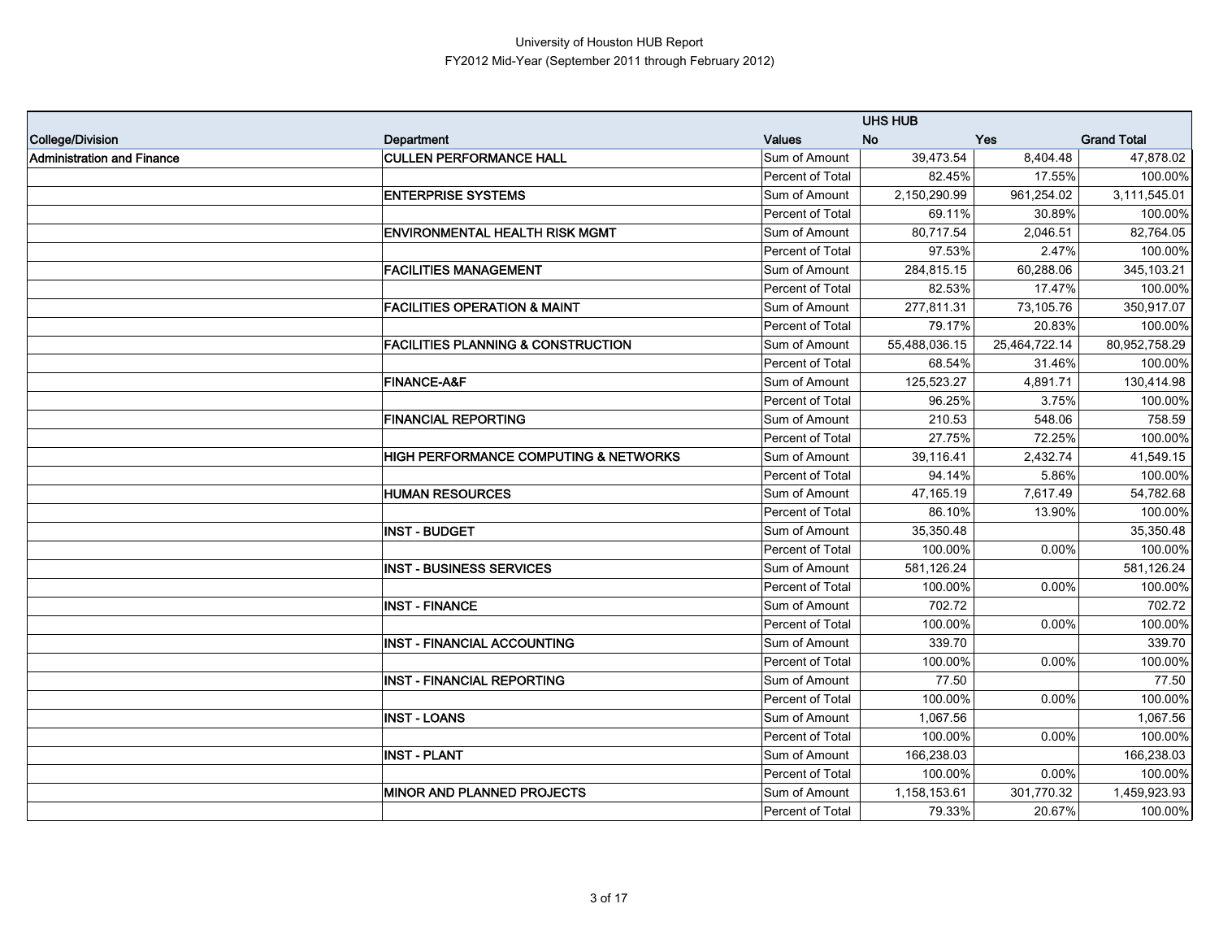University of Houston HUB Report
FY2012 Mid-Year (September 2011 through February 2012)

| | | | UHS HUB | | |
|---|---|---|---|---|---|
| **College/Division** | **Department** | **Values** | **No** | **Yes** | **Grand Total** |
| **Administration and Finance** | **CULLEN PERFORMANCE HALL** | Sum of Amount | 39,473.54 | 8,404.48 | 47,878.02 |
| | | Percent of Total | 82.45% | 17.55% | 100.00% |
| | **ENTERPRISE SYSTEMS** | Sum of Amount | 2,150,290.99 | 961,254.02 | 3,111,545.01 |
| | | Percent of Total | 69.11% | 30.89% | 100.00% |
| | **ENVIRONMENTAL HEALTH RISK MGMT** | Sum of Amount | 80,717.54 | 2,046.51 | 82,764.05 |
| | | Percent of Total | 97.53% | 2.47% | 100.00% |
| | **FACILITIES MANAGEMENT** | Sum of Amount | 284,815.15 | 60,288.06 | 345,103.21 |
| | | Percent of Total | 82.53% | 17.47% | 100.00% |
| | **FACILITIES OPERATION & MAINT** | Sum of Amount | 277,811.31 | 73,105.76 | 350,917.07 |
| | | Percent of Total | 79.17% | 20.83% | 100.00% |
| | **FACILITIES PLANNING & CONSTRUCTION** | Sum of Amount | 55,488,036.15 | 25,464,722.14 | 80,952,758.29 |
| | | Percent of Total | 68.54% | 31.46% | 100.00% |
| | **FINANCE-A&F** | Sum of Amount | 125,523.27 | 4,891.71 | 130,414.98 |
| | | Percent of Total | 96.25% | 3.75% | 100.00% |
| | **FINANCIAL REPORTING** | Sum of Amount | 210.53 | 548.06 | 758.59 |
| | | Percent of Total | 27.75% | 72.25% | 100.00% |
| | **HIGH PERFORMANCE COMPUTING & NETWORKS** | Sum of Amount | 39,116.41 | 2,432.74 | 41,549.15 |
| | | Percent of Total | 94.14% | 5.86% | 100.00% |
| | **HUMAN RESOURCES** | Sum of Amount | 47,165.19 | 7,617.49 | 54,782.68 |
| | | Percent of Total | 86.10% | 13.90% | 100.00% |
| | **INST - BUDGET** | Sum of Amount | 35,350.48 | | 35,350.48 |
| | | Percent of Total | 100.00% | 0.00% | 100.00% |
| | **INST - BUSINESS SERVICES** | Sum of Amount | 581,126.24 | | 581,126.24 |
| | | Percent of Total | 100.00% | 0.00% | 100.00% |
| | **INST - FINANCE** | Sum of Amount | 702.72 | | 702.72 |
| | | Percent of Total | 100.00% | 0.00% | 100.00% |
| | **INST - FINANCIAL ACCOUNTING** | Sum of Amount | 339.70 | | 339.70 |
| | | Percent of Total | 100.00% | 0.00% | 100.00% |
| | **INST - FINANCIAL REPORTING** | Sum of Amount | 77.50 | | 77.50 |
| | | Percent of Total | 100.00% | 0.00% | 100.00% |
| | **INST - LOANS** | Sum of Amount | 1,067.56 | | 1,067.56 |
| | | Percent of Total | 100.00% | 0.00% | 100.00% |
| | **INST - PLANT** | Sum of Amount | 166,238.03 | | 166,238.03 |
| | | Percent of Total | 100.00% | 0.00% | 100.00% |
| | **MINOR AND PLANNED PROJECTS** | Sum of Amount | 1,158,153.61 | 301,770.32 | 1,459,923.93 |
| | | Percent of Total | 79.33% | 20.67% | 100.00% |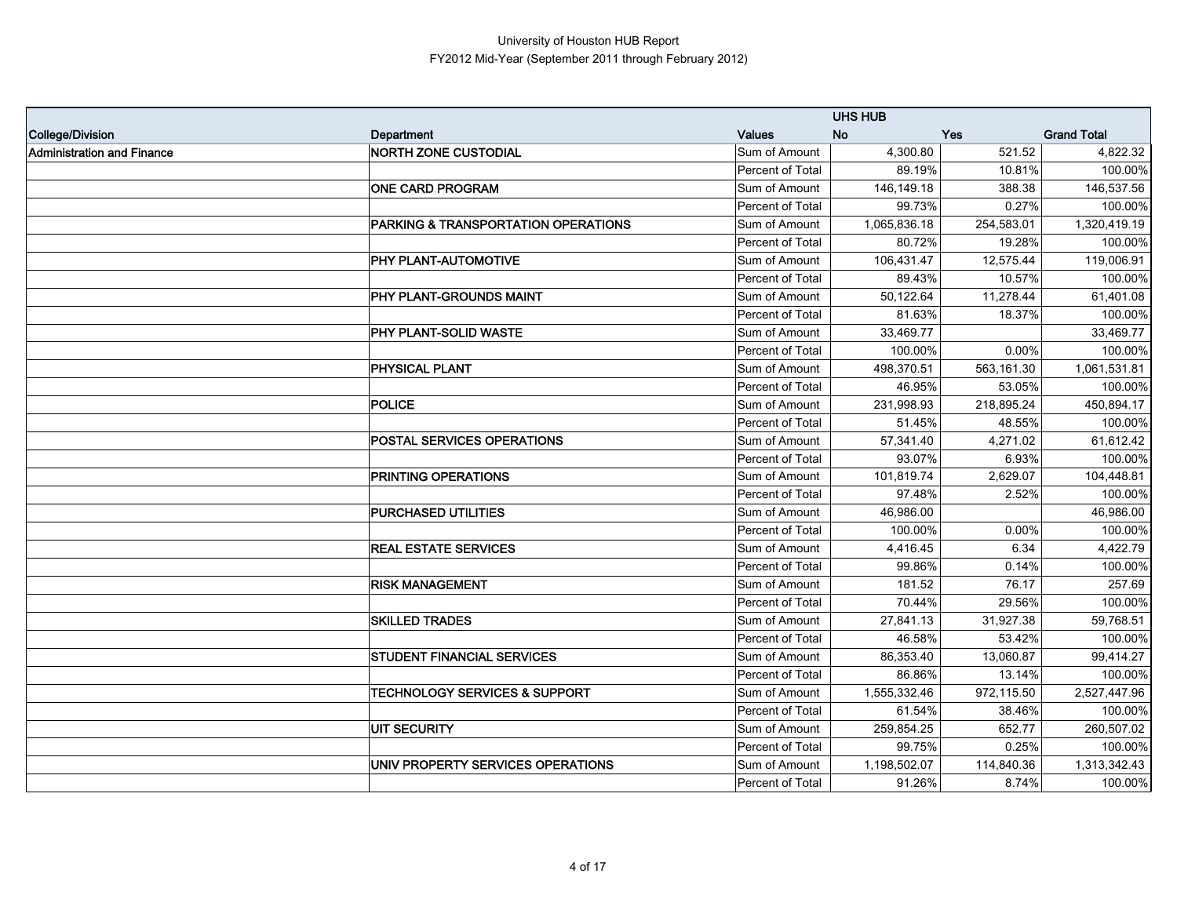University of Houston HUB Report
FY2012 Mid-Year (September 2011 through February 2012)

| | | | UHS HUB | | |
|---|---|---|---|---|---|
| **College/Division** | **Department** | **Values** | **No** | **Yes** | **Grand Total** |
| **Administration and Finance** | **NORTH ZONE CUSTODIAL** | Sum of Amount | 4,300.80 | 521.52 | 4,822.32 |
| | | Percent of Total | 89.19% | 10.81% | 100.00% |
| | **ONE CARD PROGRAM** | Sum of Amount | 146,149.18 | 388.38 | 146,537.56 |
| | | Percent of Total | 99.73% | 0.27% | 100.00% |
| | **PARKING & TRANSPORTATION OPERATIONS** | Sum of Amount | 1,065,836.18 | 254,583.01 | 1,320,419.19 |
| | | Percent of Total | 80.72% | 19.28% | 100.00% |
| | **PHY PLANT-AUTOMOTIVE** | Sum of Amount | 106,431.47 | 12,575.44 | 119,006.91 |
| | | Percent of Total | 89.43% | 10.57% | 100.00% |
| | **PHY PLANT-GROUNDS MAINT** | Sum of Amount | 50,122.64 | 11,278.44 | 61,401.08 |
| | | Percent of Total | 81.63% | 18.37% | 100.00% |
| | **PHY PLANT-SOLID WASTE** | Sum of Amount | 33,469.77 | | 33,469.77 |
| | | Percent of Total | 100.00% | 0.00% | 100.00% |
| | **PHYSICAL PLANT** | Sum of Amount | 498,370.51 | 563,161.30 | 1,061,531.81 |
| | | Percent of Total | 46.95% | 53.05% | 100.00% |
| | **POLICE** | Sum of Amount | 231,998.93 | 218,895.24 | 450,894.17 |
| | | Percent of Total | 51.45% | 48.55% | 100.00% |
| | **POSTAL SERVICES OPERATIONS** | Sum of Amount | 57,341.40 | 4,271.02 | 61,612.42 |
| | | Percent of Total | 93.07% | 6.93% | 100.00% |
| | **PRINTING OPERATIONS** | Sum of Amount | 101,819.74 | 2,629.07 | 104,448.81 |
| | | Percent of Total | 97.48% | 2.52% | 100.00% |
| | **PURCHASED UTILITIES** | Sum of Amount | 46,986.00 | | 46,986.00 |
| | | Percent of Total | 100.00% | 0.00% | 100.00% |
| | **REAL ESTATE SERVICES** | Sum of Amount | 4,416.45 | 6.34 | 4,422.79 |
| | | Percent of Total | 99.86% | 0.14% | 100.00% |
| | **RISK MANAGEMENT** | Sum of Amount | 181.52 | 76.17 | 257.69 |
| | | Percent of Total | 70.44% | 29.56% | 100.00% |
| | **SKILLED TRADES** | Sum of Amount | 27,841.13 | 31,927.38 | 59,768.51 |
| | | Percent of Total | 46.58% | 53.42% | 100.00% |
| | **STUDENT FINANCIAL SERVICES** | Sum of Amount | 86,353.40 | 13,060.87 | 99,414.27 |
| | | Percent of Total | 86.86% | 13.14% | 100.00% |
| | **TECHNOLOGY SERVICES & SUPPORT** | Sum of Amount | 1,555,332.46 | 972,115.50 | 2,527,447.96 |
| | | Percent of Total | 61.54% | 38.46% | 100.00% |
| | **UIT SECURITY** | Sum of Amount | 259,854.25 | 652.77 | 260,507.02 |
| | | Percent of Total | 99.75% | 0.25% | 100.00% |
| | **UNIV PROPERTY SERVICES OPERATIONS** | Sum of Amount | 1,198,502.07 | 114,840.36 | 1,313,342.43 |
| | | Percent of Total | 91.26% | 8.74% | 100.00% |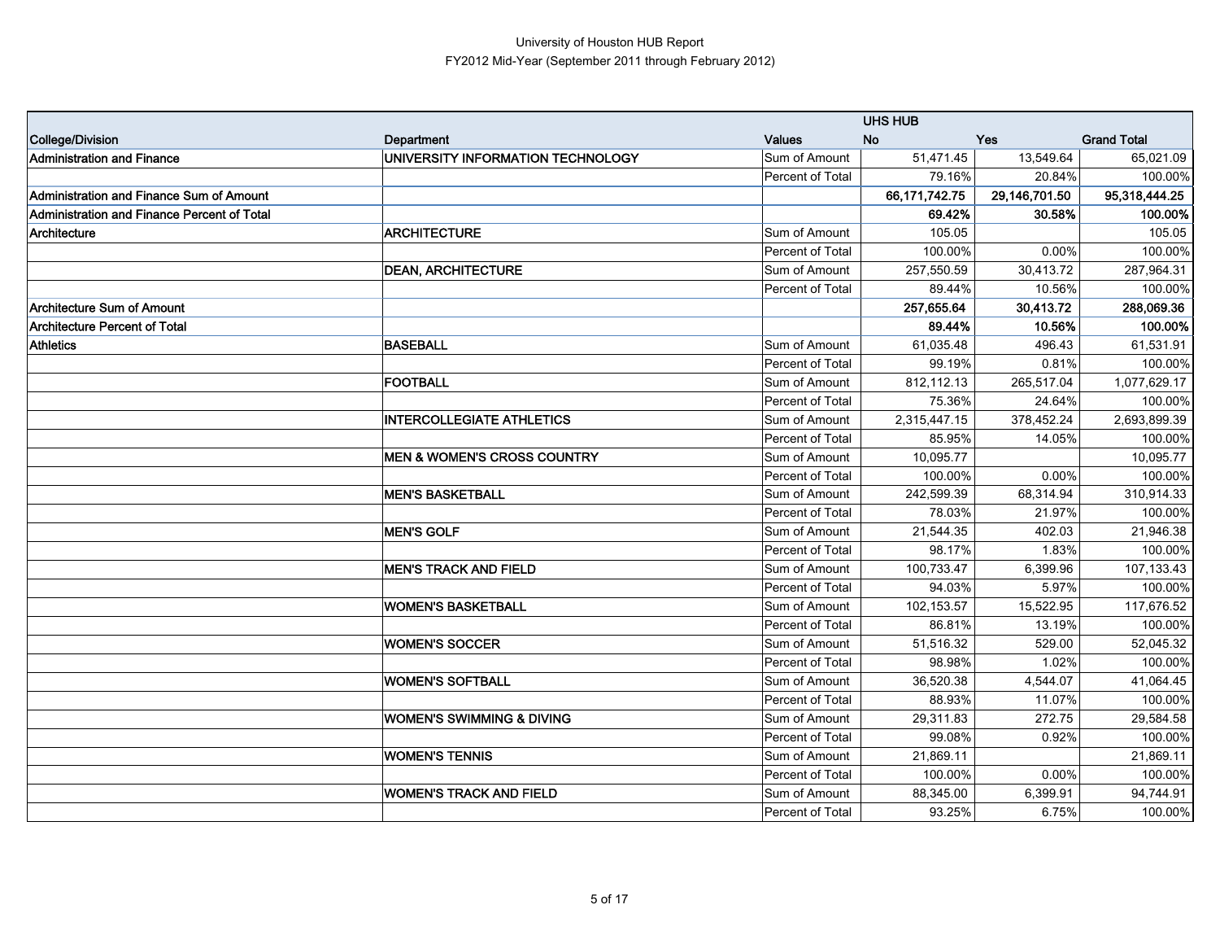University of Houston HUB Report
FY2012 Mid-Year (September 2011 through February 2012)

| | | | UHS HUB | | |
|---|---|---|---|---|---|
| **College/Division** | **Department** | **Values** | **No** | **Yes** | **Grand Total** |
| **Administration and Finance** | **UNIVERSITY INFORMATION TECHNOLOGY** | Sum of Amount | 51,471.45 | 13,549.64 | 65,021.09 |
| | | Percent of Total | 79.16% | 20.84% | 100.00% |
| **Administration and Finance Sum of Amount** | | | **66,171,742.75** | **29,146,701.50** | **95,318,444.25** |
| **Administration and Finance Percent of Total** | | | **69.42%** | **30.58%** | **100.00%** |
| **Architecture** | **ARCHITECTURE** | Sum of Amount | 105.05 | | 105.05 |
| | | Percent of Total | 100.00% | 0.00% | 100.00% |
| | **DEAN, ARCHITECTURE** | Sum of Amount | 257,550.59 | 30,413.72 | 287,964.31 |
| | | Percent of Total | 89.44% | 10.56% | 100.00% |
| **Architecture Sum of Amount** | | | **257,655.64** | **30,413.72** | **288,069.36** |
| **Architecture Percent of Total** | | | **89.44%** | **10.56%** | **100.00%** |
| **Athletics** | **BASEBALL** | Sum of Amount | 61,035.48 | 496.43 | 61,531.91 |
| | | Percent of Total | 99.19% | 0.81% | 100.00% |
| | **FOOTBALL** | Sum of Amount | 812,112.13 | 265,517.04 | 1,077,629.17 |
| | | Percent of Total | 75.36% | 24.64% | 100.00% |
| | **INTERCOLLEGIATE ATHLETICS** | Sum of Amount | 2,315,447.15 | 378,452.24 | 2,693,899.39 |
| | | Percent of Total | 85.95% | 14.05% | 100.00% |
| | **MEN & WOMEN'S CROSS COUNTRY** | Sum of Amount | 10,095.77 | | 10,095.77 |
| | | Percent of Total | 100.00% | 0.00% | 100.00% |
| | **MEN'S BASKETBALL** | Sum of Amount | 242,599.39 | 68,314.94 | 310,914.33 |
| | | Percent of Total | 78.03% | 21.97% | 100.00% |
| | **MEN'S GOLF** | Sum of Amount | 21,544.35 | 402.03 | 21,946.38 |
| | | Percent of Total | 98.17% | 1.83% | 100.00% |
| | **MEN'S TRACK AND FIELD** | Sum of Amount | 100,733.47 | 6,399.96 | 107,133.43 |
| | | Percent of Total | 94.03% | 5.97% | 100.00% |
| | **WOMEN'S BASKETBALL** | Sum of Amount | 102,153.57 | 15,522.95 | 117,676.52 |
| | | Percent of Total | 86.81% | 13.19% | 100.00% |
| | **WOMEN'S SOCCER** | Sum of Amount | 51,516.32 | 529.00 | 52,045.32 |
| | | Percent of Total | 98.98% | 1.02% | 100.00% |
| | **WOMEN'S SOFTBALL** | Sum of Amount | 36,520.38 | 4,544.07 | 41,064.45 |
| | | Percent of Total | 88.93% | 11.07% | 100.00% |
| | **WOMEN'S SWIMMING & DIVING** | Sum of Amount | 29,311.83 | 272.75 | 29,584.58 |
| | | Percent of Total | 99.08% | 0.92% | 100.00% |
| | **WOMEN'S TENNIS** | Sum of Amount | 21,869.11 | | 21,869.11 |
| | | Percent of Total | 100.00% | 0.00% | 100.00% |
| | **WOMEN'S TRACK AND FIELD** | Sum of Amount | 88,345.00 | 6,399.91 | 94,744.91 |
| | | Percent of Total | 93.25% | 6.75% | 100.00% |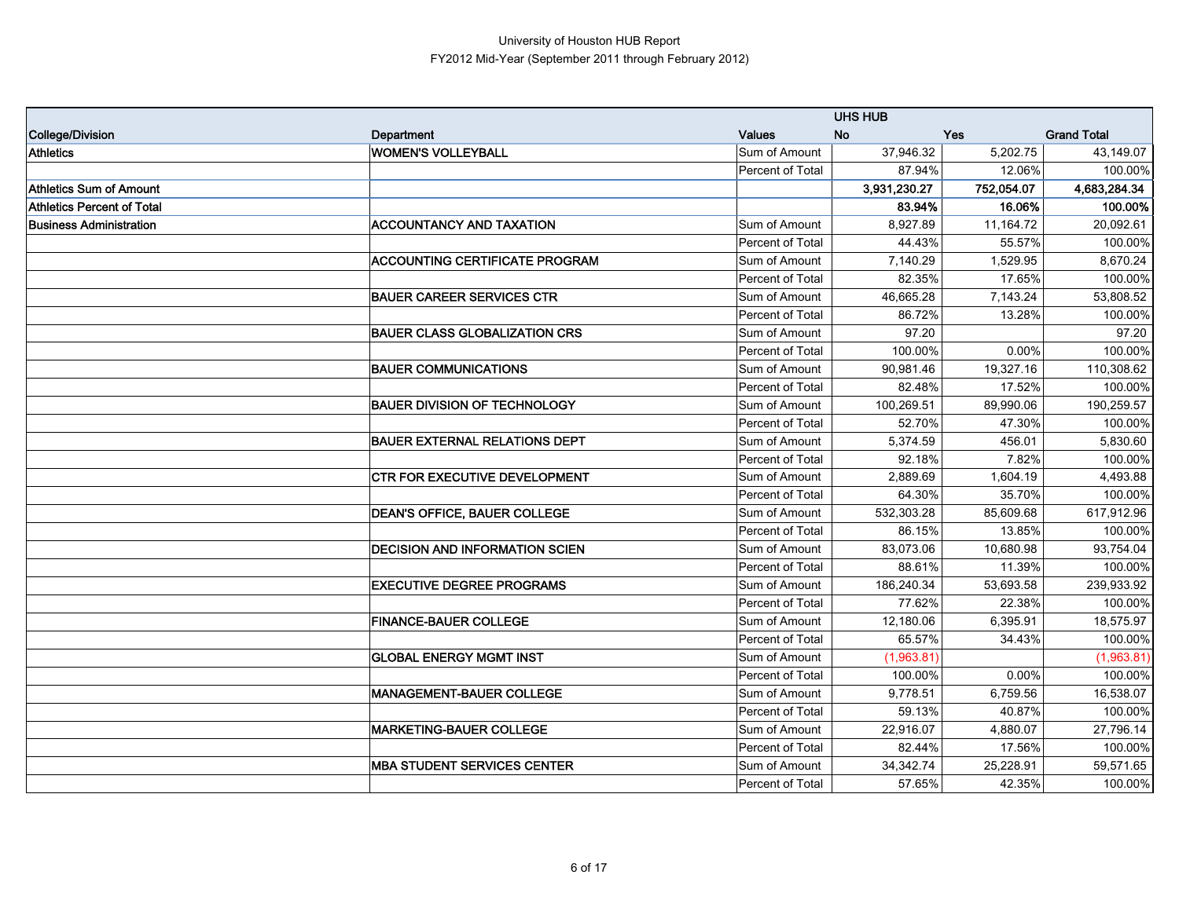University of Houston HUB Report
FY2012 Mid-Year (September 2011 through February 2012)

| | | | UHS HUB | | |
|---|---|---|---|---|---|
| **College/Division** | **Department** | **Values** | **No** | **Yes** | **Grand Total** |
| **Athletics** | **WOMEN'S VOLLEYBALL** | Sum of Amount | 37,946.32 | 5,202.75 | 43,149.07 |
| | | Percent of Total | 87.94% | 12.06% | 100.00% |
| **Athletics Sum of Amount** | | | **3,931,230.27** | **752,054.07** | **4,683,284.34** |
| **Athletics Percent of Total** | | | **83.94%** | **16.06%** | **100.00%** |
| **Business Administration** | **ACCOUNTANCY AND TAXATION** | Sum of Amount | 8,927.89 | 11,164.72 | 20,092.61 |
| | | Percent of Total | 44.43% | 55.57% | 100.00% |
| | **ACCOUNTING CERTIFICATE PROGRAM** | Sum of Amount | 7,140.29 | 1,529.95 | 8,670.24 |
| | | Percent of Total | 82.35% | 17.65% | 100.00% |
| | **BAUER CAREER SERVICES CTR** | Sum of Amount | 46,665.28 | 7,143.24 | 53,808.52 |
| | | Percent of Total | 86.72% | 13.28% | 100.00% |
| | **BAUER CLASS GLOBALIZATION CRS** | Sum of Amount | 97.20 | | 97.20 |
| | | Percent of Total | 100.00% | 0.00% | 100.00% |
| | **BAUER COMMUNICATIONS** | Sum of Amount | 90,981.46 | 19,327.16 | 110,308.62 |
| | | Percent of Total | 82.48% | 17.52% | 100.00% |
| | **BAUER DIVISION OF TECHNOLOGY** | Sum of Amount | 100,269.51 | 89,990.06 | 190,259.57 |
| | | Percent of Total | 52.70% | 47.30% | 100.00% |
| | **BAUER EXTERNAL RELATIONS DEPT** | Sum of Amount | 5,374.59 | 456.01 | 5,830.60 |
| | | Percent of Total | 92.18% | 7.82% | 100.00% |
| | **CTR FOR EXECUTIVE DEVELOPMENT** | Sum of Amount | 2,889.69 | 1,604.19 | 4,493.88 |
| | | Percent of Total | 64.30% | 35.70% | 100.00% |
| | **DEAN'S OFFICE, BAUER COLLEGE** | Sum of Amount | 532,303.28 | 85,609.68 | 617,912.96 |
| | | Percent of Total | 86.15% | 13.85% | 100.00% |
| | **DECISION AND INFORMATION SCIEN** | Sum of Amount | 83,073.06 | 10,680.98 | 93,754.04 |
| | | Percent of Total | 88.61% | 11.39% | 100.00% |
| | **EXECUTIVE DEGREE PROGRAMS** | Sum of Amount | 186,240.34 | 53,693.58 | 239,933.92 |
| | | Percent of Total | 77.62% | 22.38% | 100.00% |
| | **FINANCE-BAUER COLLEGE** | Sum of Amount | 12,180.06 | 6,395.91 | 18,575.97 |
| | | Percent of Total | 65.57% | 34.43% | 100.00% |
| | **GLOBAL ENERGY MGMT INST** | Sum of Amount | (1,963.81) | | (1,963.81) |
| | | Percent of Total | 100.00% | 0.00% | 100.00% |
| | **MANAGEMENT-BAUER COLLEGE** | Sum of Amount | 9,778.51 | 6,759.56 | 16,538.07 |
| | | Percent of Total | 59.13% | 40.87% | 100.00% |
| | **MARKETING-BAUER COLLEGE** | Sum of Amount | 22,916.07 | 4,880.07 | 27,796.14 |
| | | Percent of Total | 82.44% | 17.56% | 100.00% |
| | **MBA STUDENT SERVICES CENTER** | Sum of Amount | 34,342.74 | 25,228.91 | 59,571.65 |
| | | Percent of Total | 57.65% | 42.35% | 100.00% |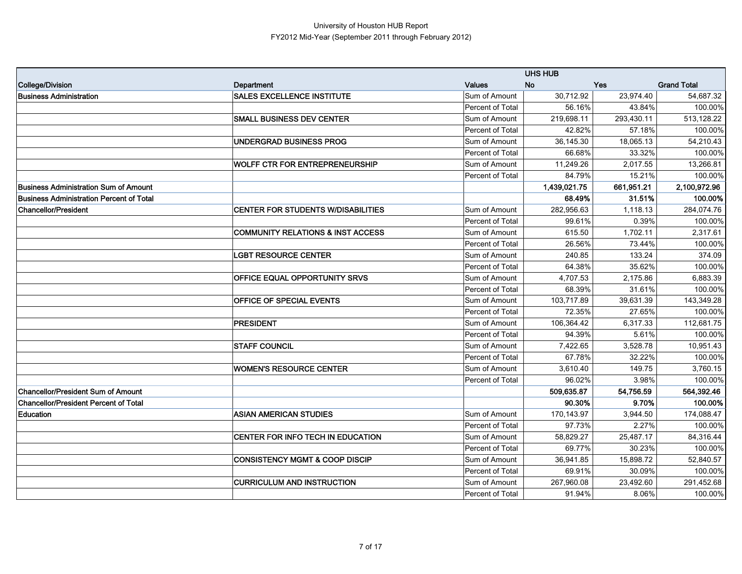# University of Houston HUB Report

## FY2012 Mid-Year (September 2011 through February 2012)

| | | | UHS HUB | | |
|---|---|---|---|---|---|
| **College/Division** | **Department** | **Values** | **No** | **Yes** | **Grand Total** |
| **Business Administration** | **SALES EXCELLENCE INSTITUTE** | Sum of Amount | 30,712.92 | 23,974.40 | 54,687.32 |
| | | Percent of Total | 56.16% | 43.84% | 100.00% |
| | **SMALL BUSINESS DEV CENTER** | Sum of Amount | 219,698.11 | 293,430.11 | 513,128.22 |
| | | Percent of Total | 42.82% | 57.18% | 100.00% |
| | **UNDERGRAD BUSINESS PROG** | Sum of Amount | 36,145.30 | 18,065.13 | 54,210.43 |
| | | Percent of Total | 66.68% | 33.32% | 100.00% |
| | **WOLFF CTR FOR ENTREPRENEURSHIP** | Sum of Amount | 11,249.26 | 2,017.55 | 13,266.81 |
| | | Percent of Total | 84.79% | 15.21% | 100.00% |
| **Business Administration Sum of Amount** | | | **1,439,021.75** | **661,951.21** | **2,100,972.96** |
| **Business Administration Percent of Total** | | | **68.49%** | **31.51%** | **100.00%** |
| **Chancellor/President** | **CENTER FOR STUDENTS W/DISABILITIES** | Sum of Amount | 282,956.63 | 1,118.13 | 284,074.76 |
| | | Percent of Total | 99.61% | 0.39% | 100.00% |
| | **COMMUNITY RELATIONS & INST ACCESS** | Sum of Amount | 615.50 | 1,702.11 | 2,317.61 |
| | | Percent of Total | 26.56% | 73.44% | 100.00% |
| | **LGBT RESOURCE CENTER** | Sum of Amount | 240.85 | 133.24 | 374.09 |
| | | Percent of Total | 64.38% | 35.62% | 100.00% |
| | **OFFICE EQUAL OPPORTUNITY SRVS** | Sum of Amount | 4,707.53 | 2,175.86 | 6,883.39 |
| | | Percent of Total | 68.39% | 31.61% | 100.00% |
| | **OFFICE OF SPECIAL EVENTS** | Sum of Amount | 103,717.89 | 39,631.39 | 143,349.28 |
| | | Percent of Total | 72.35% | 27.65% | 100.00% |
| | **PRESIDENT** | Sum of Amount | 106,364.42 | 6,317.33 | 112,681.75 |
| | | Percent of Total | 94.39% | 5.61% | 100.00% |
| | **STAFF COUNCIL** | Sum of Amount | 7,422.65 | 3,528.78 | 10,951.43 |
| | | Percent of Total | 67.78% | 32.22% | 100.00% |
| | **WOMEN'S RESOURCE CENTER** | Sum of Amount | 3,610.40 | 149.75 | 3,760.15 |
| | | Percent of Total | 96.02% | 3.98% | 100.00% |
| **Chancellor/President Sum of Amount** | | | **509,635.87** | **54,756.59** | **564,392.46** |
| **Chancellor/President Percent of Total** | | | **90.30%** | **9.70%** | **100.00%** |
| **Education** | **ASIAN AMERICAN STUDIES** | Sum of Amount | 170,143.97 | 3,944.50 | 174,088.47 |
| | | Percent of Total | 97.73% | 2.27% | 100.00% |
| | **CENTER FOR INFO TECH IN EDUCATION** | Sum of Amount | 58,829.27 | 25,487.17 | 84,316.44 |
| | | Percent of Total | 69.77% | 30.23% | 100.00% |
| | **CONSISTENCY MGMT & COOP DISCIP** | Sum of Amount | 36,941.85 | 15,898.72 | 52,840.57 |
| | | Percent of Total | 69.91% | 30.09% | 100.00% |
| | **CURRICULUM AND INSTRUCTION** | Sum of Amount | 267,960.08 | 23,492.60 | 291,452.68 |
| | | Percent of Total | 91.94% | 8.06% | 100.00% |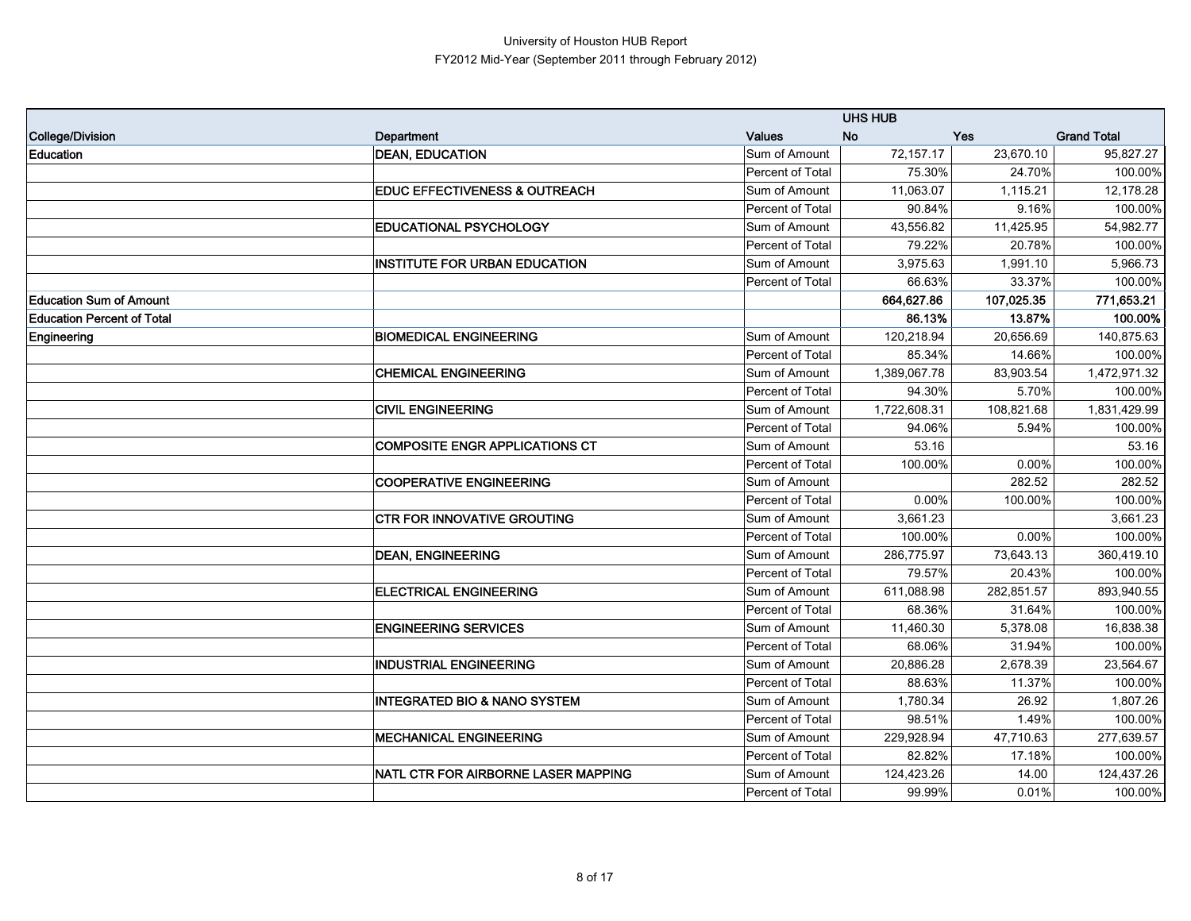University of Houston HUB Report
FY2012 Mid-Year (September 2011 through February 2012)

| | | | UHS HUB | | |
|---|---|---|---|---|---|
| **College/Division** | **Department** | **Values** | **No** | **Yes** | **Grand Total** |
| **Education** | **DEAN, EDUCATION** | Sum of Amount | 72,157.17 | 23,670.10 | 95,827.27 |
| | | Percent of Total | 75.30% | 24.70% | 100.00% |
| | **EDUC EFFECTIVENESS & OUTREACH** | Sum of Amount | 11,063.07 | 1,115.21 | 12,178.28 |
| | | Percent of Total | 90.84% | 9.16% | 100.00% |
| | **EDUCATIONAL PSYCHOLOGY** | Sum of Amount | 43,556.82 | 11,425.95 | 54,982.77 |
| | | Percent of Total | 79.22% | 20.78% | 100.00% |
| | **INSTITUTE FOR URBAN EDUCATION** | Sum of Amount | 3,975.63 | 1,991.10 | 5,966.73 |
| | | Percent of Total | 66.63% | 33.37% | 100.00% |
| **Education Sum of Amount** | | | **664,627.86** | **107,025.35** | **771,653.21** |
| **Education Percent of Total** | | | **86.13%** | **13.87%** | **100.00%** |
| **Engineering** | **BIOMEDICAL ENGINEERING** | Sum of Amount | 120,218.94 | 20,656.69 | 140,875.63 |
| | | Percent of Total | 85.34% | 14.66% | 100.00% |
| | **CHEMICAL ENGINEERING** | Sum of Amount | 1,389,067.78 | 83,903.54 | 1,472,971.32 |
| | | Percent of Total | 94.30% | 5.70% | 100.00% |
| | **CIVIL ENGINEERING** | Sum of Amount | 1,722,608.31 | 108,821.68 | 1,831,429.99 |
| | | Percent of Total | 94.06% | 5.94% | 100.00% |
| | **COMPOSITE ENGR APPLICATIONS CT** | Sum of Amount | 53.16 | | 53.16 |
| | | Percent of Total | 100.00% | 0.00% | 100.00% |
| | **COOPERATIVE ENGINEERING** | Sum of Amount | | 282.52 | 282.52 |
| | | Percent of Total | 0.00% | 100.00% | 100.00% |
| | **CTR FOR INNOVATIVE GROUTING** | Sum of Amount | 3,661.23 | | 3,661.23 |
| | | Percent of Total | 100.00% | 0.00% | 100.00% |
| | **DEAN, ENGINEERING** | Sum of Amount | 286,775.97 | 73,643.13 | 360,419.10 |
| | | Percent of Total | 79.57% | 20.43% | 100.00% |
| | **ELECTRICAL ENGINEERING** | Sum of Amount | 611,088.98 | 282,851.57 | 893,940.55 |
| | | Percent of Total | 68.36% | 31.64% | 100.00% |
| | **ENGINEERING SERVICES** | Sum of Amount | 11,460.30 | 5,378.08 | 16,838.38 |
| | | Percent of Total | 68.06% | 31.94% | 100.00% |
| | **INDUSTRIAL ENGINEERING** | Sum of Amount | 20,886.28 | 2,678.39 | 23,564.67 |
| | | Percent of Total | 88.63% | 11.37% | 100.00% |
| | **INTEGRATED BIO & NANO SYSTEM** | Sum of Amount | 1,780.34 | 26.92 | 1,807.26 |
| | | Percent of Total | 98.51% | 1.49% | 100.00% |
| | **MECHANICAL ENGINEERING** | Sum of Amount | 229,928.94 | 47,710.63 | 277,639.57 |
| | | Percent of Total | 82.82% | 17.18% | 100.00% |
| | **NATL CTR FOR AIRBORNE LASER MAPPING** | Sum of Amount | 124,423.26 | 14.00 | 124,437.26 |
| | | Percent of Total | 99.99% | 0.01% | 100.00% |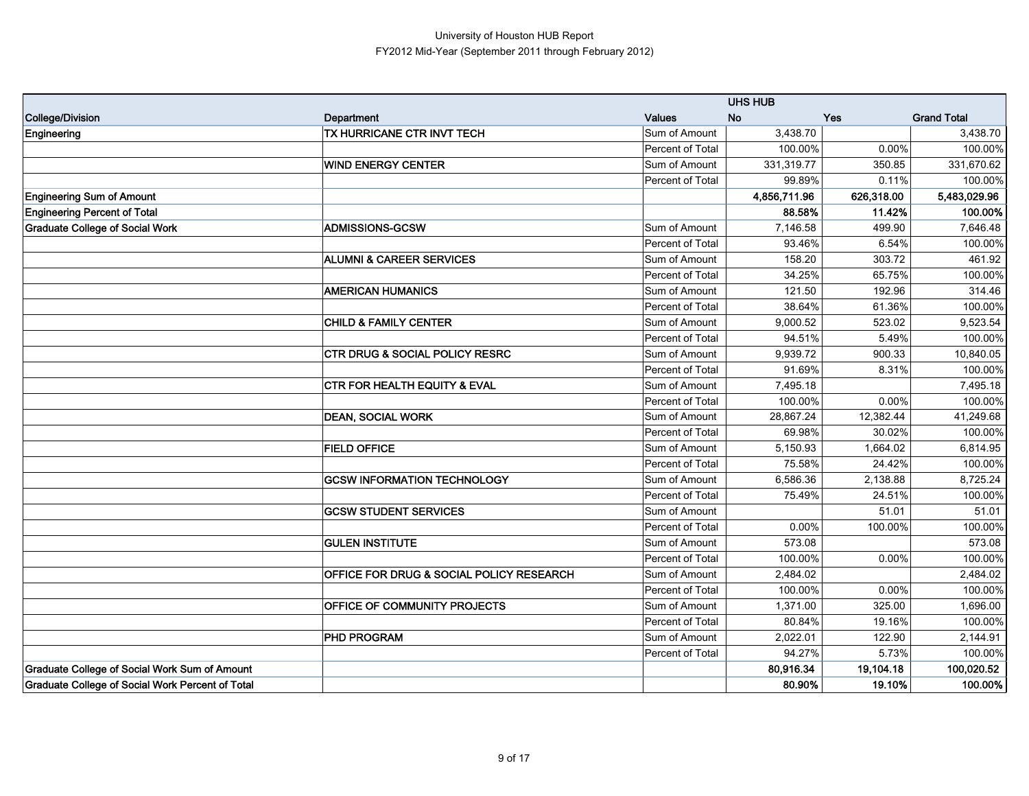# University of Houston HUB Report

## FY2012 Mid-Year (September 2011 through February 2012)

| | | | UHS HUB | | |
|---|---|---|---|---|---|
| **College/Division** | **Department** | **Values** | **No** | **Yes** | **Grand Total** |
| **Engineering** | **TX HURRICANE CTR INVT TECH** | Sum of Amount | 3,438.70 | | 3,438.70 |
| | | Percent of Total | 100.00% | 0.00% | 100.00% |
| | **WIND ENERGY CENTER** | Sum of Amount | 331,319.77 | 350.85 | 331,670.62 |
| | | Percent of Total | 99.89% | 0.11% | 100.00% |
| **Engineering Sum of Amount** | | | **4,856,711.96** | **626,318.00** | **5,483,029.96** |
| **Engineering Percent of Total** | | | **88.58%** | **11.42%** | **100.00%** |
| **Graduate College of Social Work** | **ADMISSIONS-GCSW** | Sum of Amount | 7,146.58 | 499.90 | 7,646.48 |
| | | Percent of Total | 93.46% | 6.54% | 100.00% |
| | **ALUMNI & CAREER SERVICES** | Sum of Amount | 158.20 | 303.72 | 461.92 |
| | | Percent of Total | 34.25% | 65.75% | 100.00% |
| | **AMERICAN HUMANICS** | Sum of Amount | 121.50 | 192.96 | 314.46 |
| | | Percent of Total | 38.64% | 61.36% | 100.00% |
| | **CHILD & FAMILY CENTER** | Sum of Amount | 9,000.52 | 523.02 | 9,523.54 |
| | | Percent of Total | 94.51% | 5.49% | 100.00% |
| | **CTR DRUG & SOCIAL POLICY RESRC** | Sum of Amount | 9,939.72 | 900.33 | 10,840.05 |
| | | Percent of Total | 91.69% | 8.31% | 100.00% |
| | **CTR FOR HEALTH EQUITY & EVAL** | Sum of Amount | 7,495.18 | | 7,495.18 |
| | | Percent of Total | 100.00% | 0.00% | 100.00% |
| | **DEAN, SOCIAL WORK** | Sum of Amount | 28,867.24 | 12,382.44 | 41,249.68 |
| | | Percent of Total | 69.98% | 30.02% | 100.00% |
| | **FIELD OFFICE** | Sum of Amount | 5,150.93 | 1,664.02 | 6,814.95 |
| | | Percent of Total | 75.58% | 24.42% | 100.00% |
| | **GCSW INFORMATION TECHNOLOGY** | Sum of Amount | 6,586.36 | 2,138.88 | 8,725.24 |
| | | Percent of Total | 75.49% | 24.51% | 100.00% |
| | **GCSW STUDENT SERVICES** | Sum of Amount | | 51.01 | 51.01 |
| | | Percent of Total | 0.00% | 100.00% | 100.00% |
| | **GULEN INSTITUTE** | Sum of Amount | 573.08 | | 573.08 |
| | | Percent of Total | 100.00% | 0.00% | 100.00% |
| | **OFFICE FOR DRUG & SOCIAL POLICY RESEARCH** | Sum of Amount | 2,484.02 | | 2,484.02 |
| | | Percent of Total | 100.00% | 0.00% | 100.00% |
| | **OFFICE OF COMMUNITY PROJECTS** | Sum of Amount | 1,371.00 | 325.00 | 1,696.00 |
| | | Percent of Total | 80.84% | 19.16% | 100.00% |
| | **PHD PROGRAM** | Sum of Amount | 2,022.01 | 122.90 | 2,144.91 |
| | | Percent of Total | 94.27% | 5.73% | 100.00% |
| **Graduate College of Social Work Sum of Amount** | | | **80,916.34** | **19,104.18** | **100,020.52** |
| **Graduate College of Social Work Percent of Total** | | | **80.90%** | **19.10%** | **100.00%** |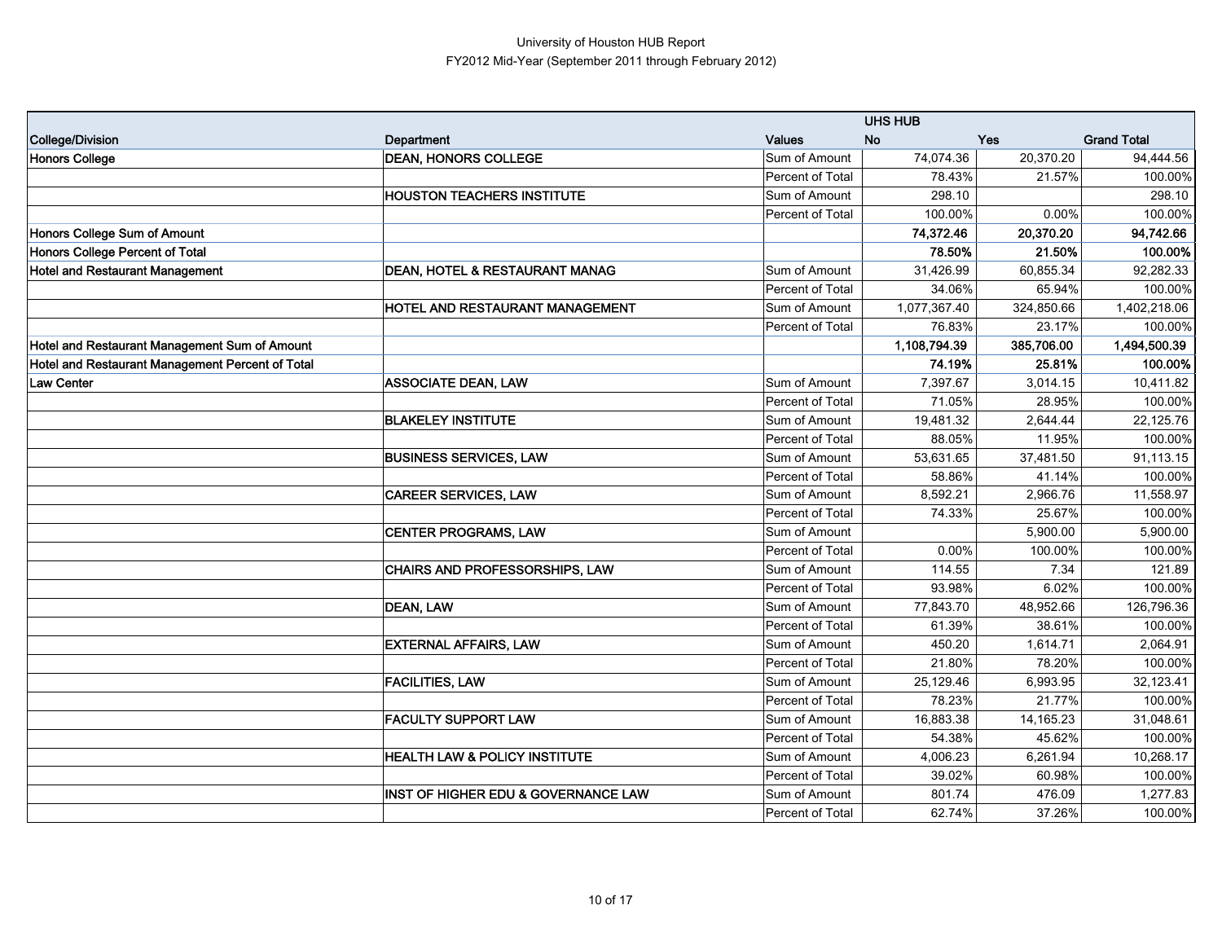University of Houston HUB Report
FY2012 Mid-Year (September 2011 through February 2012)

| | | | UHS HUB | | |
|---|---|---|---|---|---|
| **College/Division** | **Department** | **Values** | **No** | **Yes** | **Grand Total** |
| **Honors College** | **DEAN, HONORS COLLEGE** | Sum of Amount | 74,074.36 | 20,370.20 | 94,444.56 |
| | | Percent of Total | 78.43% | 21.57% | 100.00% |
| | **HOUSTON TEACHERS INSTITUTE** | Sum of Amount | 298.10 | | 298.10 |
| | | Percent of Total | 100.00% | 0.00% | 100.00% |
| **Honors College Sum of Amount** | | | **74,372.46** | **20,370.20** | **94,742.66** |
| **Honors College Percent of Total** | | | **78.50%** | **21.50%** | **100.00%** |
| **Hotel and Restaurant Management** | **DEAN, HOTEL & RESTAURANT MANAG** | Sum of Amount | 31,426.99 | 60,855.34 | 92,282.33 |
| | | Percent of Total | 34.06% | 65.94% | 100.00% |
| | **HOTEL AND RESTAURANT MANAGEMENT** | Sum of Amount | 1,077,367.40 | 324,850.66 | 1,402,218.06 |
| | | Percent of Total | 76.83% | 23.17% | 100.00% |
| **Hotel and Restaurant Management Sum of Amount** | | | **1,108,794.39** | **385,706.00** | **1,494,500.39** |
| **Hotel and Restaurant Management Percent of Total** | | | **74.19%** | **25.81%** | **100.00%** |
| **Law Center** | **ASSOCIATE DEAN, LAW** | Sum of Amount | 7,397.67 | 3,014.15 | 10,411.82 |
| | | Percent of Total | 71.05% | 28.95% | 100.00% |
| | **BLAKELEY INSTITUTE** | Sum of Amount | 19,481.32 | 2,644.44 | 22,125.76 |
| | | Percent of Total | 88.05% | 11.95% | 100.00% |
| | **BUSINESS SERVICES, LAW** | Sum of Amount | 53,631.65 | 37,481.50 | 91,113.15 |
| | | Percent of Total | 58.86% | 41.14% | 100.00% |
| | **CAREER SERVICES, LAW** | Sum of Amount | 8,592.21 | 2,966.76 | 11,558.97 |
| | | Percent of Total | 74.33% | 25.67% | 100.00% |
| | **CENTER PROGRAMS, LAW** | Sum of Amount | | 5,900.00 | 5,900.00 |
| | | Percent of Total | 0.00% | 100.00% | 100.00% |
| | **CHAIRS AND PROFESSORSHIPS, LAW** | Sum of Amount | 114.55 | 7.34 | 121.89 |
| | | Percent of Total | 93.98% | 6.02% | 100.00% |
| | **DEAN, LAW** | Sum of Amount | 77,843.70 | 48,952.66 | 126,796.36 |
| | | Percent of Total | 61.39% | 38.61% | 100.00% |
| | **EXTERNAL AFFAIRS, LAW** | Sum of Amount | 450.20 | 1,614.71 | 2,064.91 |
| | | Percent of Total | 21.80% | 78.20% | 100.00% |
| | **FACILITIES, LAW** | Sum of Amount | 25,129.46 | 6,993.95 | 32,123.41 |
| | | Percent of Total | 78.23% | 21.77% | 100.00% |
| | **FACULTY SUPPORT LAW** | Sum of Amount | 16,883.38 | 14,165.23 | 31,048.61 |
| | | Percent of Total | 54.38% | 45.62% | 100.00% |
| | **HEALTH LAW & POLICY INSTITUTE** | Sum of Amount | 4,006.23 | 6,261.94 | 10,268.17 |
| | | Percent of Total | 39.02% | 60.98% | 100.00% |
| | **INST OF HIGHER EDU & GOVERNANCE LAW** | Sum of Amount | 801.74 | 476.09 | 1,277.83 |
| | | Percent of Total | 62.74% | 37.26% | 100.00% |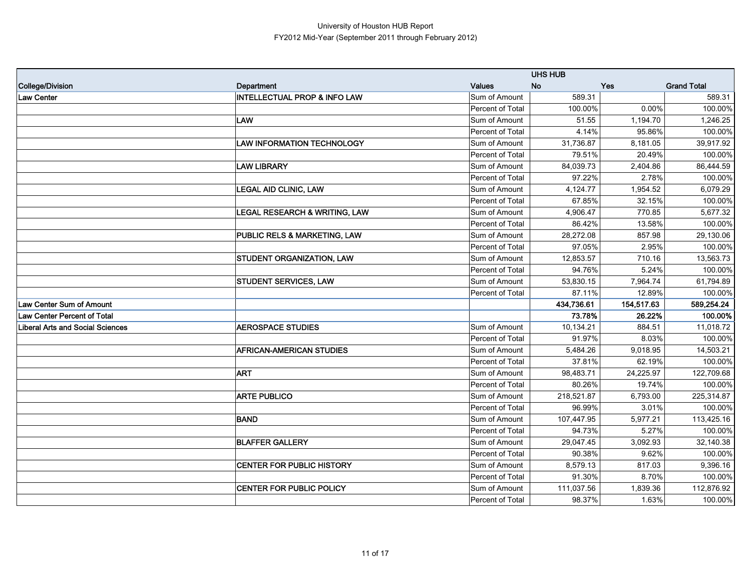University of Houston HUB Report
FY2012 Mid-Year (September 2011 through February 2012)

| | | | UHS HUB | | |
|---|---|---|---|---|---|
| **College/Division** | **Department** | **Values** | **No** | **Yes** | **Grand Total** |
| **Law Center** | **INTELLECTUAL PROP & INFO LAW** | Sum of Amount | 589.31 | | 589.31 |
| | | Percent of Total | 100.00% | 0.00% | 100.00% |
| | **LAW** | Sum of Amount | 51.55 | 1,194.70 | 1,246.25 |
| | | Percent of Total | 4.14% | 95.86% | 100.00% |
| | **LAW INFORMATION TECHNOLOGY** | Sum of Amount | 31,736.87 | 8,181.05 | 39,917.92 |
| | | Percent of Total | 79.51% | 20.49% | 100.00% |
| | **LAW LIBRARY** | Sum of Amount | 84,039.73 | 2,404.86 | 86,444.59 |
| | | Percent of Total | 97.22% | 2.78% | 100.00% |
| | **LEGAL AID CLINIC, LAW** | Sum of Amount | 4,124.77 | 1,954.52 | 6,079.29 |
| | | Percent of Total | 67.85% | 32.15% | 100.00% |
| | **LEGAL RESEARCH & WRITING, LAW** | Sum of Amount | 4,906.47 | 770.85 | 5,677.32 |
| | | Percent of Total | 86.42% | 13.58% | 100.00% |
| | **PUBLIC RELS & MARKETING, LAW** | Sum of Amount | 28,272.08 | 857.98 | 29,130.06 |
| | | Percent of Total | 97.05% | 2.95% | 100.00% |
| | **STUDENT ORGANIZATION, LAW** | Sum of Amount | 12,853.57 | 710.16 | 13,563.73 |
| | | Percent of Total | 94.76% | 5.24% | 100.00% |
| | **STUDENT SERVICES, LAW** | Sum of Amount | 53,830.15 | 7,964.74 | 61,794.89 |
| | | Percent of Total | 87.11% | 12.89% | 100.00% |
| **Law Center Sum of Amount** | | | **434,736.61** | **154,517.63** | **589,254.24** |
| **Law Center Percent of Total** | | | **73.78%** | **26.22%** | **100.00%** |
| **Liberal Arts and Social Sciences** | **AEROSPACE STUDIES** | Sum of Amount | 10,134.21 | 884.51 | 11,018.72 |
| | | Percent of Total | 91.97% | 8.03% | 100.00% |
| | **AFRICAN-AMERICAN STUDIES** | Sum of Amount | 5,484.26 | 9,018.95 | 14,503.21 |
| | | Percent of Total | 37.81% | 62.19% | 100.00% |
| | **ART** | Sum of Amount | 98,483.71 | 24,225.97 | 122,709.68 |
| | | Percent of Total | 80.26% | 19.74% | 100.00% |
| | **ARTE PUBLICO** | Sum of Amount | 218,521.87 | 6,793.00 | 225,314.87 |
| | | Percent of Total | 96.99% | 3.01% | 100.00% |
| | **BAND** | Sum of Amount | 107,447.95 | 5,977.21 | 113,425.16 |
| | | Percent of Total | 94.73% | 5.27% | 100.00% |
| | **BLAFFER GALLERY** | Sum of Amount | 29,047.45 | 3,092.93 | 32,140.38 |
| | | Percent of Total | 90.38% | 9.62% | 100.00% |
| | **CENTER FOR PUBLIC HISTORY** | Sum of Amount | 8,579.13 | 817.03 | 9,396.16 |
| | | Percent of Total | 91.30% | 8.70% | 100.00% |
| | **CENTER FOR PUBLIC POLICY** | Sum of Amount | 111,037.56 | 1,839.36 | 112,876.92 |
| | | Percent of Total | 98.37% | 1.63% | 100.00% |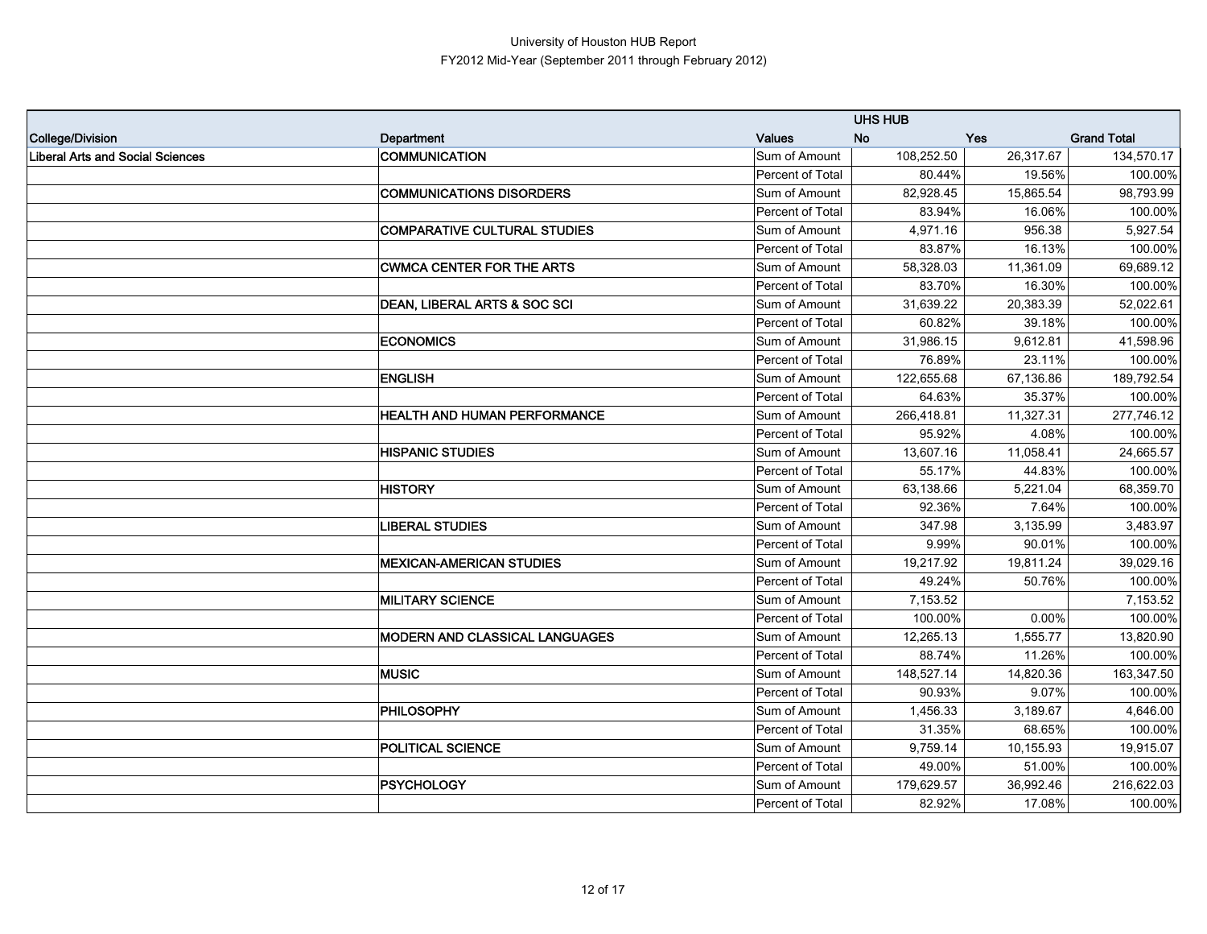University of Houston HUB Report

FY2012 Mid-Year (September 2011 through February 2012)

| | | | UHS HUB | | |
|---|---|---|---|---|---|
| **College/Division** | **Department** | **Values** | **No** | **Yes** | **Grand Total** |
| **Liberal Arts and Social Sciences** | **COMMUNICATION** | Sum of Amount | 108,252.50 | 26,317.67 | 134,570.17 |
| | | Percent of Total | 80.44% | 19.56% | 100.00% |
| | **COMMUNICATIONS DISORDERS** | Sum of Amount | 82,928.45 | 15,865.54 | 98,793.99 |
| | | Percent of Total | 83.94% | 16.06% | 100.00% |
| | **COMPARATIVE CULTURAL STUDIES** | Sum of Amount | 4,971.16 | 956.38 | 5,927.54 |
| | | Percent of Total | 83.87% | 16.13% | 100.00% |
| | **CWMCA CENTER FOR THE ARTS** | Sum of Amount | 58,328.03 | 11,361.09 | 69,689.12 |
| | | Percent of Total | 83.70% | 16.30% | 100.00% |
| | **DEAN, LIBERAL ARTS & SOC SCI** | Sum of Amount | 31,639.22 | 20,383.39 | 52,022.61 |
| | | Percent of Total | 60.82% | 39.18% | 100.00% |
| | **ECONOMICS** | Sum of Amount | 31,986.15 | 9,612.81 | 41,598.96 |
| | | Percent of Total | 76.89% | 23.11% | 100.00% |
| | **ENGLISH** | Sum of Amount | 122,655.68 | 67,136.86 | 189,792.54 |
| | | Percent of Total | 64.63% | 35.37% | 100.00% |
| | **HEALTH AND HUMAN PERFORMANCE** | Sum of Amount | 266,418.81 | 11,327.31 | 277,746.12 |
| | | Percent of Total | 95.92% | 4.08% | 100.00% |
| | **HISPANIC STUDIES** | Sum of Amount | 13,607.16 | 11,058.41 | 24,665.57 |
| | | Percent of Total | 55.17% | 44.83% | 100.00% |
| | **HISTORY** | Sum of Amount | 63,138.66 | 5,221.04 | 68,359.70 |
| | | Percent of Total | 92.36% | 7.64% | 100.00% |
| | **LIBERAL STUDIES** | Sum of Amount | 347.98 | 3,135.99 | 3,483.97 |
| | | Percent of Total | 9.99% | 90.01% | 100.00% |
| | **MEXICAN-AMERICAN STUDIES** | Sum of Amount | 19,217.92 | 19,811.24 | 39,029.16 |
| | | Percent of Total | 49.24% | 50.76% | 100.00% |
| | **MILITARY SCIENCE** | Sum of Amount | 7,153.52 | | 7,153.52 |
| | | Percent of Total | 100.00% | 0.00% | 100.00% |
| | **MODERN AND CLASSICAL LANGUAGES** | Sum of Amount | 12,265.13 | 1,555.77 | 13,820.90 |
| | | Percent of Total | 88.74% | 11.26% | 100.00% |
| | **MUSIC** | Sum of Amount | 148,527.14 | 14,820.36 | 163,347.50 |
| | | Percent of Total | 90.93% | 9.07% | 100.00% |
| | **PHILOSOPHY** | Sum of Amount | 1,456.33 | 3,189.67 | 4,646.00 |
| | | Percent of Total | 31.35% | 68.65% | 100.00% |
| | **POLITICAL SCIENCE** | Sum of Amount | 9,759.14 | 10,155.93 | 19,915.07 |
| | | Percent of Total | 49.00% | 51.00% | 100.00% |
| | **PSYCHOLOGY** | Sum of Amount | 179,629.57 | 36,992.46 | 216,622.03 |
| | | Percent of Total | 82.92% | 17.08% | 100.00% |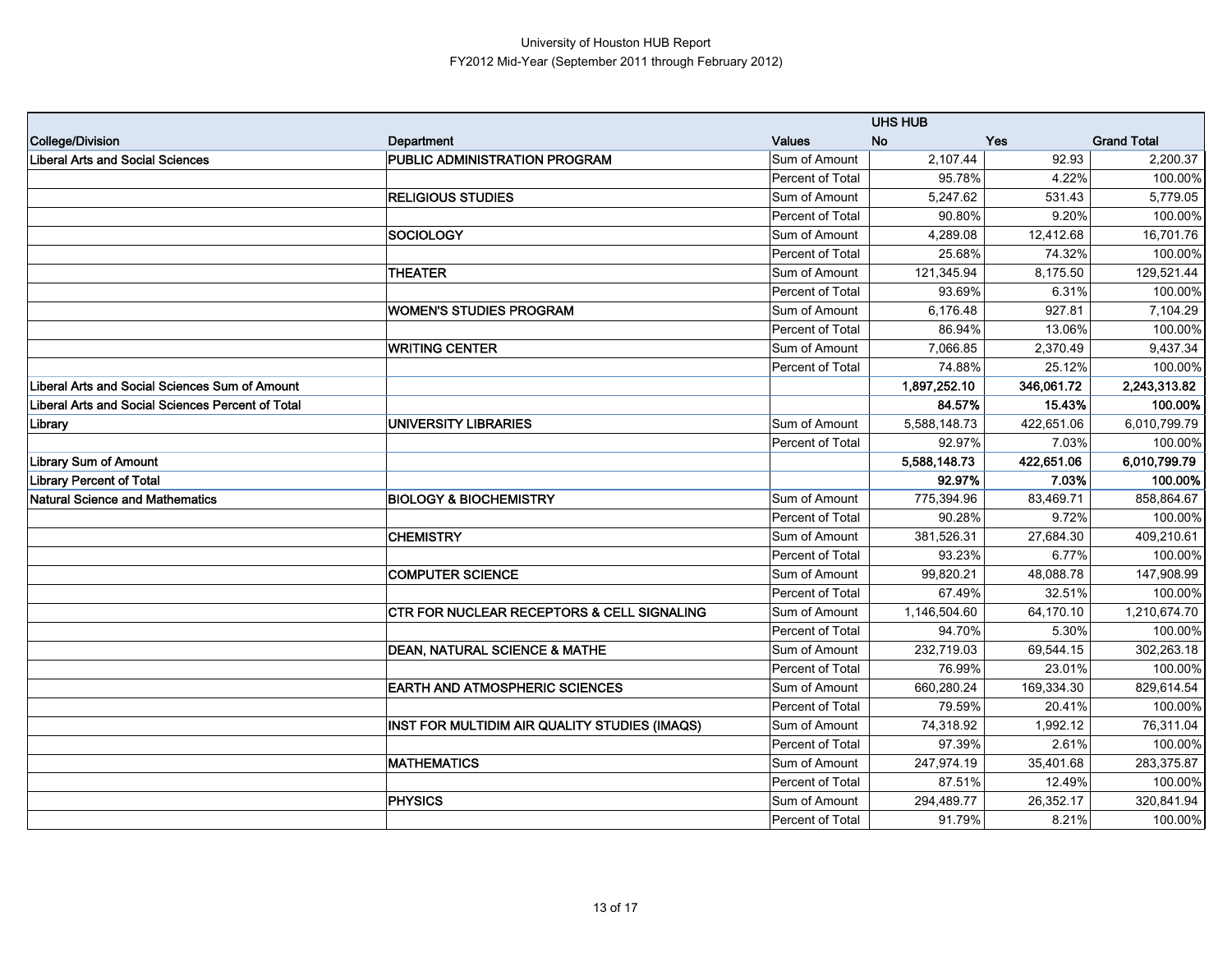University of Houston HUB Report
FY2012 Mid-Year (September 2011 through February 2012)

| | | | UHS HUB | | |
|---|---|---|---|---|---|
| **College/Division** | **Department** | **Values** | **No** | **Yes** | **Grand Total** |
| **Liberal Arts and Social Sciences** | **PUBLIC ADMINISTRATION PROGRAM** | Sum of Amount | 2,107.44 | 92.93 | 2,200.37 |
| | | Percent of Total | 95.78% | 4.22% | 100.00% |
| | **RELIGIOUS STUDIES** | Sum of Amount | 5,247.62 | 531.43 | 5,779.05 |
| | | Percent of Total | 90.80% | 9.20% | 100.00% |
| | **SOCIOLOGY** | Sum of Amount | 4,289.08 | 12,412.68 | 16,701.76 |
| | | Percent of Total | 25.68% | 74.32% | 100.00% |
| | **THEATER** | Sum of Amount | 121,345.94 | 8,175.50 | 129,521.44 |
| | | Percent of Total | 93.69% | 6.31% | 100.00% |
| | **WOMEN'S STUDIES PROGRAM** | Sum of Amount | 6,176.48 | 927.81 | 7,104.29 |
| | | Percent of Total | 86.94% | 13.06% | 100.00% |
| | **WRITING CENTER** | Sum of Amount | 7,066.85 | 2,370.49 | 9,437.34 |
| | | Percent of Total | 74.88% | 25.12% | 100.00% |
| **Liberal Arts and Social Sciences Sum of Amount** | | | **1,897,252.10** | **346,061.72** | **2,243,313.82** |
| **Liberal Arts and Social Sciences Percent of Total** | | | **84.57%** | **15.43%** | **100.00%** |
| **Library** | **UNIVERSITY LIBRARIES** | Sum of Amount | 5,588,148.73 | 422,651.06 | 6,010,799.79 |
| | | Percent of Total | 92.97% | 7.03% | 100.00% |
| **Library Sum of Amount** | | | **5,588,148.73** | **422,651.06** | **6,010,799.79** |
| **Library Percent of Total** | | | **92.97%** | **7.03%** | **100.00%** |
| **Natural Science and Mathematics** | **BIOLOGY & BIOCHEMISTRY** | Sum of Amount | 775,394.96 | 83,469.71 | 858,864.67 |
| | | Percent of Total | 90.28% | 9.72% | 100.00% |
| | **CHEMISTRY** | Sum of Amount | 381,526.31 | 27,684.30 | 409,210.61 |
| | | Percent of Total | 93.23% | 6.77% | 100.00% |
| | **COMPUTER SCIENCE** | Sum of Amount | 99,820.21 | 48,088.78 | 147,908.99 |
| | | Percent of Total | 67.49% | 32.51% | 100.00% |
| | **CTR FOR NUCLEAR RECEPTORS & CELL SIGNALING** | Sum of Amount | 1,146,504.60 | 64,170.10 | 1,210,674.70 |
| | | Percent of Total | 94.70% | 5.30% | 100.00% |
| | **DEAN, NATURAL SCIENCE & MATHE** | Sum of Amount | 232,719.03 | 69,544.15 | 302,263.18 |
| | | Percent of Total | 76.99% | 23.01% | 100.00% |
| | **EARTH AND ATMOSPHERIC SCIENCES** | Sum of Amount | 660,280.24 | 169,334.30 | 829,614.54 |
| | | Percent of Total | 79.59% | 20.41% | 100.00% |
| | **INST FOR MULTIDIM AIR QUALITY STUDIES (IMAQS)** | Sum of Amount | 74,318.92 | 1,992.12 | 76,311.04 |
| | | Percent of Total | 97.39% | 2.61% | 100.00% |
| | **MATHEMATICS** | Sum of Amount | 247,974.19 | 35,401.68 | 283,375.87 |
| | | Percent of Total | 87.51% | 12.49% | 100.00% |
| | **PHYSICS** | Sum of Amount | 294,489.77 | 26,352.17 | 320,841.94 |
| | | Percent of Total | 91.79% | 8.21% | 100.00% |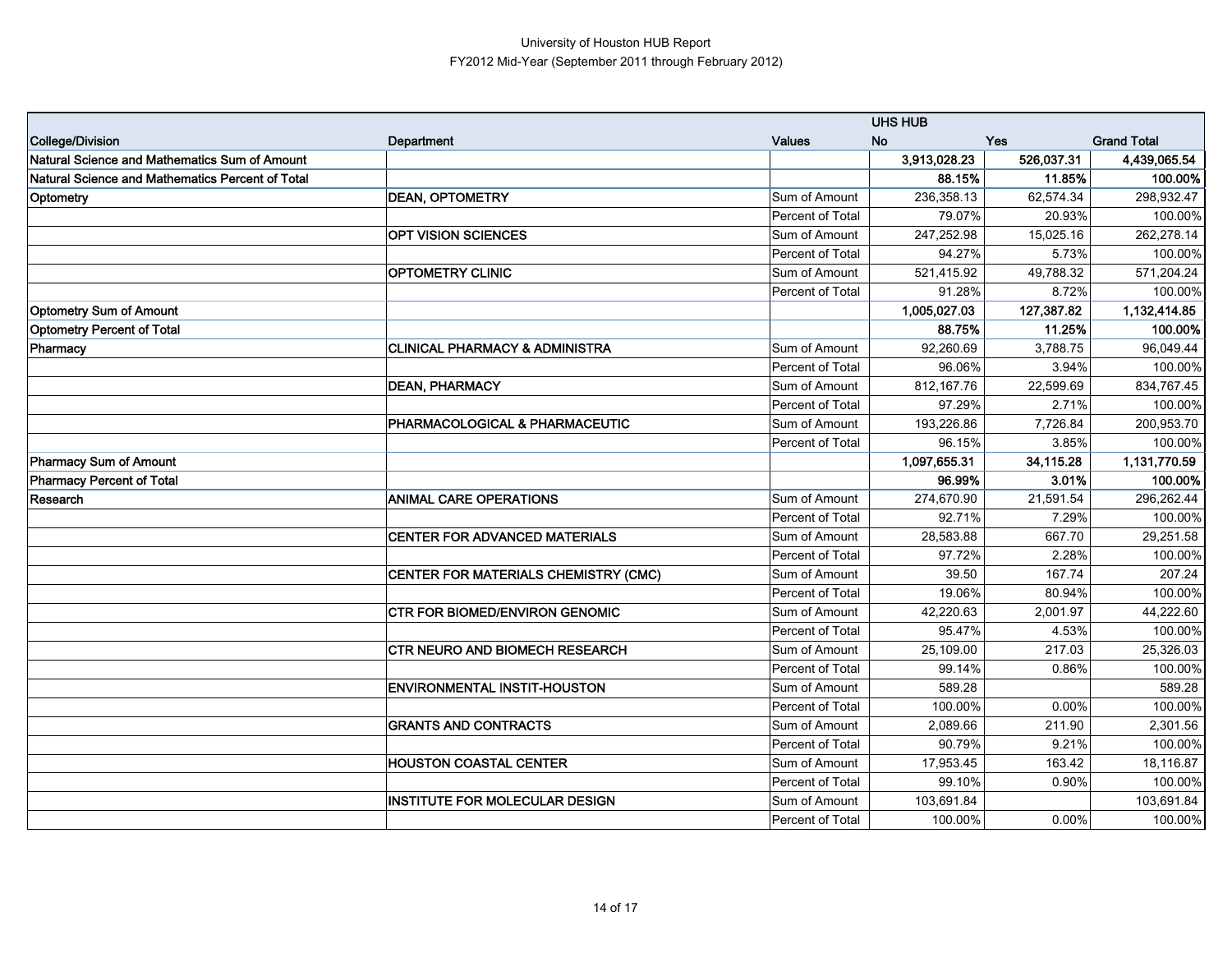University of Houston HUB Report
FY2012 Mid-Year (September 2011 through February 2012)

| | | | UHS HUB | | |
|---|---|---|---|---|---|
| **College/Division** | **Department** | **Values** | **No** | **Yes** | **Grand Total** |
| **Natural Science and Mathematics Sum of Amount** | | | **3,913,028.23** | **526,037.31** | **4,439,065.54** |
| **Natural Science and Mathematics Percent of Total** | | | **88.15%** | **11.85%** | **100.00%** |
| Optometry | **DEAN, OPTOMETRY** | Sum of Amount | 236,358.13 | 62,574.34 | 298,932.47 |
| | | Percent of Total | 79.07% | 20.93% | 100.00% |
| | **OPT VISION SCIENCES** | Sum of Amount | 247,252.98 | 15,025.16 | 262,278.14 |
| | | Percent of Total | 94.27% | 5.73% | 100.00% |
| | **OPTOMETRY CLINIC** | Sum of Amount | 521,415.92 | 49,788.32 | 571,204.24 |
| | | Percent of Total | 91.28% | 8.72% | 100.00% |
| **Optometry Sum of Amount** | | | **1,005,027.03** | **127,387.82** | **1,132,414.85** |
| **Optometry Percent of Total** | | | **88.75%** | **11.25%** | **100.00%** |
| Pharmacy | **CLINICAL PHARMACY & ADMINISTRA** | Sum of Amount | 92,260.69 | 3,788.75 | 96,049.44 |
| | | Percent of Total | 96.06% | 3.94% | 100.00% |
| | **DEAN, PHARMACY** | Sum of Amount | 812,167.76 | 22,599.69 | 834,767.45 |
| | | Percent of Total | 97.29% | 2.71% | 100.00% |
| | **PHARMACOLOGICAL & PHARMACEUTIC** | Sum of Amount | 193,226.86 | 7,726.84 | 200,953.70 |
| | | Percent of Total | 96.15% | 3.85% | 100.00% |
| **Pharmacy Sum of Amount** | | | **1,097,655.31** | **34,115.28** | **1,131,770.59** |
| **Pharmacy Percent of Total** | | | **96.99%** | **3.01%** | **100.00%** |
| Research | **ANIMAL CARE OPERATIONS** | Sum of Amount | 274,670.90 | 21,591.54 | 296,262.44 |
| | | Percent of Total | 92.71% | 7.29% | 100.00% |
| | **CENTER FOR ADVANCED MATERIALS** | Sum of Amount | 28,583.88 | 667.70 | 29,251.58 |
| | | Percent of Total | 97.72% | 2.28% | 100.00% |
| | **CENTER FOR MATERIALS CHEMISTRY (CMC)** | Sum of Amount | 39.50 | 167.74 | 207.24 |
| | | Percent of Total | 19.06% | 80.94% | 100.00% |
| | **CTR FOR BIOMED/ENVIRON GENOMIC** | Sum of Amount | 42,220.63 | 2,001.97 | 44,222.60 |
| | | Percent of Total | 95.47% | 4.53% | 100.00% |
| | **CTR NEURO AND BIOMECH RESEARCH** | Sum of Amount | 25,109.00 | 217.03 | 25,326.03 |
| | | Percent of Total | 99.14% | 0.86% | 100.00% |
| | **ENVIRONMENTAL INSTIT-HOUSTON** | Sum of Amount | 589.28 | | 589.28 |
| | | Percent of Total | 100.00% | 0.00% | 100.00% |
| | **GRANTS AND CONTRACTS** | Sum of Amount | 2,089.66 | 211.90 | 2,301.56 |
| | | Percent of Total | 90.79% | 9.21% | 100.00% |
| | **HOUSTON COASTAL CENTER** | Sum of Amount | 17,953.45 | 163.42 | 18,116.87 |
| | | Percent of Total | 99.10% | 0.90% | 100.00% |
| | **INSTITUTE FOR MOLECULAR DESIGN** | Sum of Amount | 103,691.84 | | 103,691.84 |
| | | Percent of Total | 100.00% | 0.00% | 100.00% |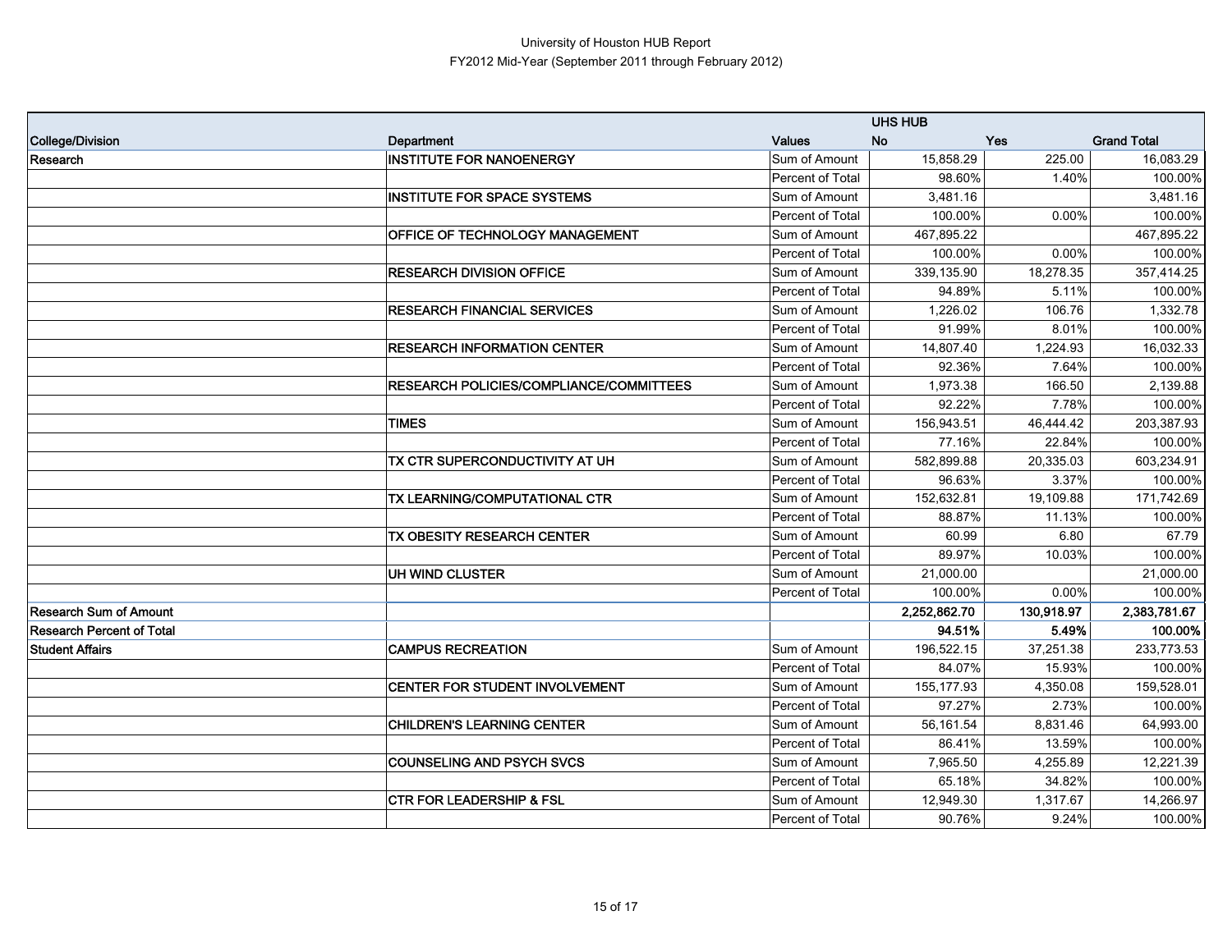University of Houston HUB Report
FY2012 Mid-Year (September 2011 through February 2012)

| | | | UHS HUB | | |
|---|---|---|---|---|---|
| **College/Division** | **Department** | **Values** | **No** | **Yes** | **Grand Total** |
| **Research** | **INSTITUTE FOR NANOENERGY** | Sum of Amount | 15,858.29 | 225.00 | 16,083.29 |
| | | Percent of Total | 98.60% | 1.40% | 100.00% |
| | **INSTITUTE FOR SPACE SYSTEMS** | Sum of Amount | 3,481.16 | | 3,481.16 |
| | | Percent of Total | 100.00% | 0.00% | 100.00% |
| | **OFFICE OF TECHNOLOGY MANAGEMENT** | Sum of Amount | 467,895.22 | | 467,895.22 |
| | | Percent of Total | 100.00% | 0.00% | 100.00% |
| | **RESEARCH DIVISION OFFICE** | Sum of Amount | 339,135.90 | 18,278.35 | 357,414.25 |
| | | Percent of Total | 94.89% | 5.11% | 100.00% |
| | **RESEARCH FINANCIAL SERVICES** | Sum of Amount | 1,226.02 | 106.76 | 1,332.78 |
| | | Percent of Total | 91.99% | 8.01% | 100.00% |
| | **RESEARCH INFORMATION CENTER** | Sum of Amount | 14,807.40 | 1,224.93 | 16,032.33 |
| | | Percent of Total | 92.36% | 7.64% | 100.00% |
| | **RESEARCH POLICIES/COMPLIANCE/COMMITTEES** | Sum of Amount | 1,973.38 | 166.50 | 2,139.88 |
| | | Percent of Total | 92.22% | 7.78% | 100.00% |
| | **TIMES** | Sum of Amount | 156,943.51 | 46,444.42 | 203,387.93 |
| | | Percent of Total | 77.16% | 22.84% | 100.00% |
| | **TX CTR SUPERCONDUCTIVITY AT UH** | Sum of Amount | 582,899.88 | 20,335.03 | 603,234.91 |
| | | Percent of Total | 96.63% | 3.37% | 100.00% |
| | **TX LEARNING/COMPUTATIONAL CTR** | Sum of Amount | 152,632.81 | 19,109.88 | 171,742.69 |
| | | Percent of Total | 88.87% | 11.13% | 100.00% |
| | **TX OBESITY RESEARCH CENTER** | Sum of Amount | 60.99 | 6.80 | 67.79 |
| | | Percent of Total | 89.97% | 10.03% | 100.00% |
| | **UH WIND CLUSTER** | Sum of Amount | 21,000.00 | | 21,000.00 |
| | | Percent of Total | 100.00% | 0.00% | 100.00% |
| **Research Sum of Amount** | | | **2,252,862.70** | **130,918.97** | **2,383,781.67** |
| **Research Percent of Total** | | | **94.51%** | **5.49%** | **100.00%** |
| **Student Affairs** | **CAMPUS RECREATION** | Sum of Amount | 196,522.15 | 37,251.38 | 233,773.53 |
| | | Percent of Total | 84.07% | 15.93% | 100.00% |
| | **CENTER FOR STUDENT INVOLVEMENT** | Sum of Amount | 155,177.93 | 4,350.08 | 159,528.01 |
| | | Percent of Total | 97.27% | 2.73% | 100.00% |
| | **CHILDREN'S LEARNING CENTER** | Sum of Amount | 56,161.54 | 8,831.46 | 64,993.00 |
| | | Percent of Total | 86.41% | 13.59% | 100.00% |
| | **COUNSELING AND PSYCH SVCS** | Sum of Amount | 7,965.50 | 4,255.89 | 12,221.39 |
| | | Percent of Total | 65.18% | 34.82% | 100.00% |
| | **CTR FOR LEADERSHIP & FSL** | Sum of Amount | 12,949.30 | 1,317.67 | 14,266.97 |
| | | Percent of Total | 90.76% | 9.24% | 100.00% |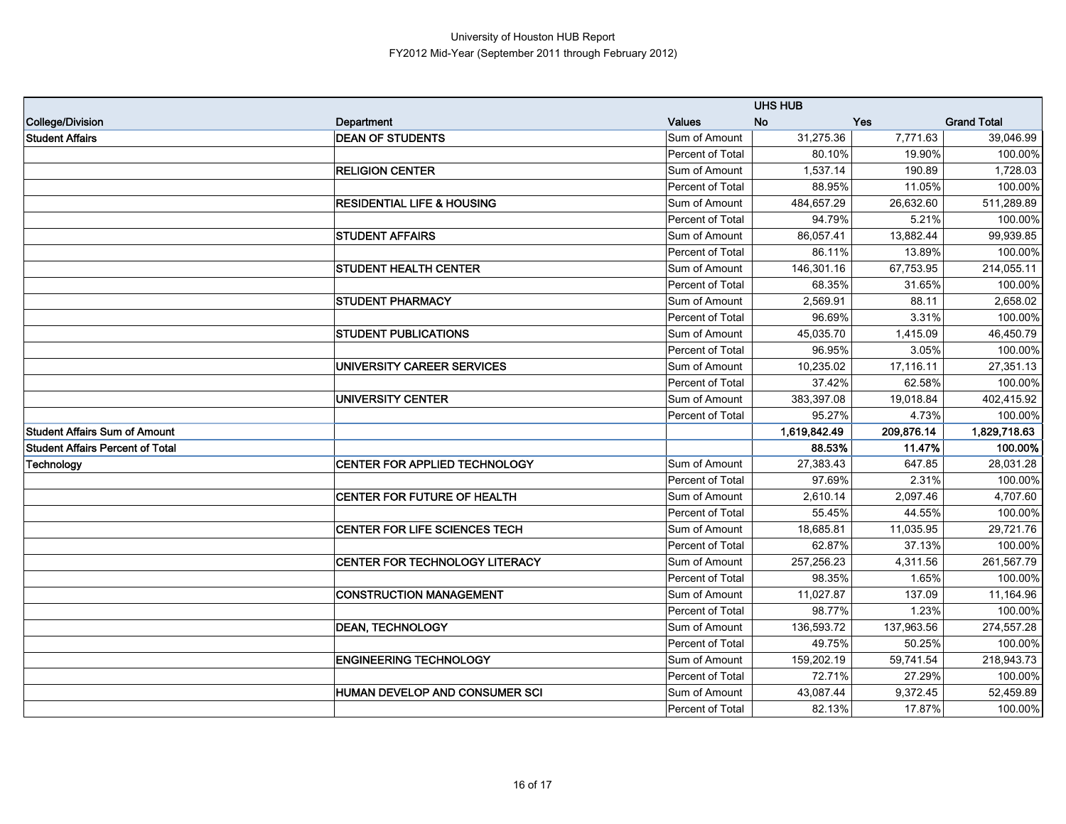University of Houston HUB Report
FY2012 Mid-Year (September 2011 through February 2012)

| | | | UHS HUB | | |
|---|---|---|---|---|---|
| **College/Division** | **Department** | **Values** | **No** | **Yes** | **Grand Total** |
| **Student Affairs** | **DEAN OF STUDENTS** | Sum of Amount | 31,275.36 | 7,771.63 | 39,046.99 |
| | | Percent of Total | 80.10% | 19.90% | 100.00% |
| | **RELIGION CENTER** | Sum of Amount | 1,537.14 | 190.89 | 1,728.03 |
| | | Percent of Total | 88.95% | 11.05% | 100.00% |
| | **RESIDENTIAL LIFE & HOUSING** | Sum of Amount | 484,657.29 | 26,632.60 | 511,289.89 |
| | | Percent of Total | 94.79% | 5.21% | 100.00% |
| | **STUDENT AFFAIRS** | Sum of Amount | 86,057.41 | 13,882.44 | 99,939.85 |
| | | Percent of Total | 86.11% | 13.89% | 100.00% |
| | **STUDENT HEALTH CENTER** | Sum of Amount | 146,301.16 | 67,753.95 | 214,055.11 |
| | | Percent of Total | 68.35% | 31.65% | 100.00% |
| | **STUDENT PHARMACY** | Sum of Amount | 2,569.91 | 88.11 | 2,658.02 |
| | | Percent of Total | 96.69% | 3.31% | 100.00% |
| | **STUDENT PUBLICATIONS** | Sum of Amount | 45,035.70 | 1,415.09 | 46,450.79 |
| | | Percent of Total | 96.95% | 3.05% | 100.00% |
| | **UNIVERSITY CAREER SERVICES** | Sum of Amount | 10,235.02 | 17,116.11 | 27,351.13 |
| | | Percent of Total | 37.42% | 62.58% | 100.00% |
| | **UNIVERSITY CENTER** | Sum of Amount | 383,397.08 | 19,018.84 | 402,415.92 |
| | | Percent of Total | 95.27% | 4.73% | 100.00% |
| **Student Affairs Sum of Amount** | | | **1,619,842.49** | **209,876.14** | **1,829,718.63** |
| **Student Affairs Percent of Total** | | | **88.53%** | **11.47%** | **100.00%** |
| **Technology** | **CENTER FOR APPLIED TECHNOLOGY** | Sum of Amount | 27,383.43 | 647.85 | 28,031.28 |
| | | Percent of Total | 97.69% | 2.31% | 100.00% |
| | **CENTER FOR FUTURE OF HEALTH** | Sum of Amount | 2,610.14 | 2,097.46 | 4,707.60 |
| | | Percent of Total | 55.45% | 44.55% | 100.00% |
| | **CENTER FOR LIFE SCIENCES TECH** | Sum of Amount | 18,685.81 | 11,035.95 | 29,721.76 |
| | | Percent of Total | 62.87% | 37.13% | 100.00% |
| | **CENTER FOR TECHNOLOGY LITERACY** | Sum of Amount | 257,256.23 | 4,311.56 | 261,567.79 |
| | | Percent of Total | 98.35% | 1.65% | 100.00% |
| | **CONSTRUCTION MANAGEMENT** | Sum of Amount | 11,027.87 | 137.09 | 11,164.96 |
| | | Percent of Total | 98.77% | 1.23% | 100.00% |
| | **DEAN, TECHNOLOGY** | Sum of Amount | 136,593.72 | 137,963.56 | 274,557.28 |
| | | Percent of Total | 49.75% | 50.25% | 100.00% |
| | **ENGINEERING TECHNOLOGY** | Sum of Amount | 159,202.19 | 59,741.54 | 218,943.73 |
| | | Percent of Total | 72.71% | 27.29% | 100.00% |
| | **HUMAN DEVELOP AND CONSUMER SCI** | Sum of Amount | 43,087.44 | 9,372.45 | 52,459.89 |
| | | Percent of Total | 82.13% | 17.87% | 100.00% |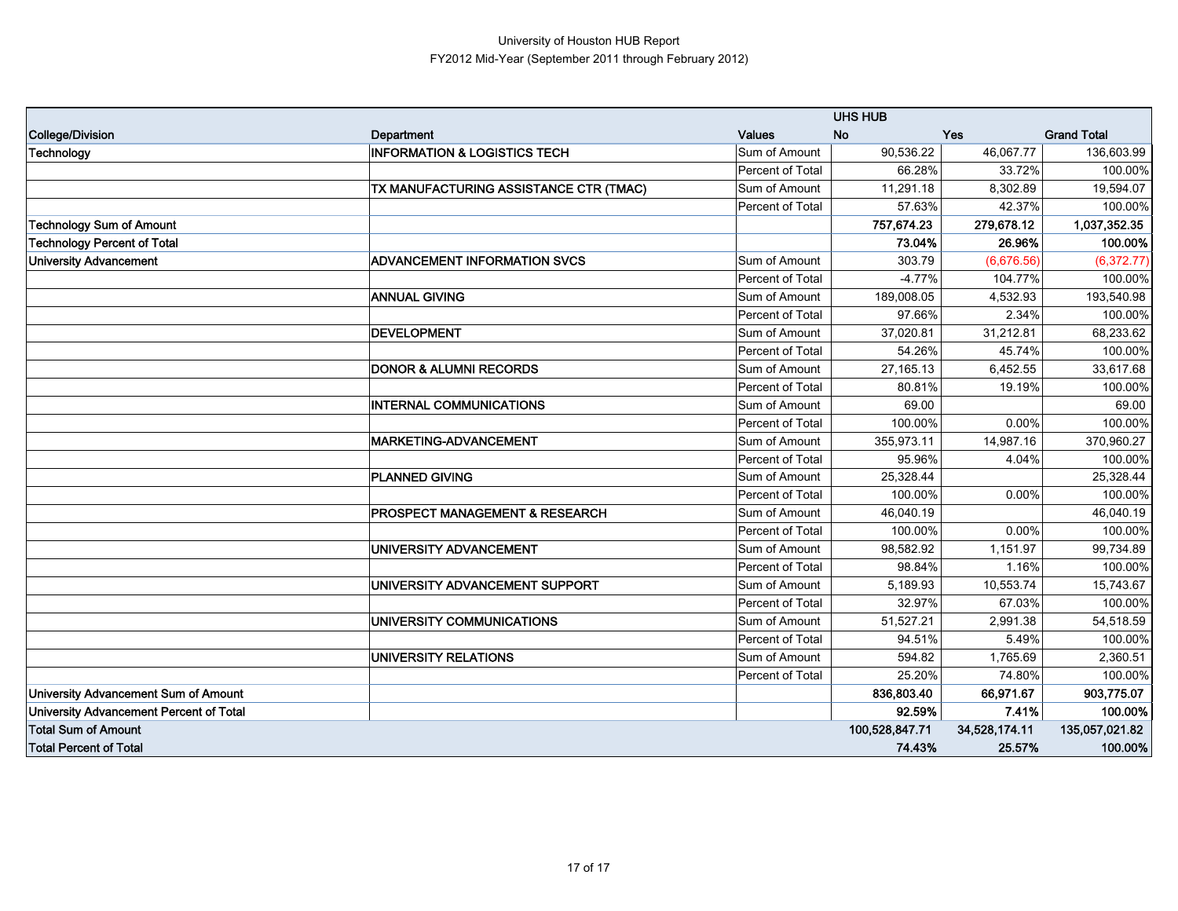University of Houston HUB Report
FY2012 Mid-Year (September 2011 through February 2012)

| | | | UHS HUB | | |
|---|---|---|---|---|---|
| College/Division | Department | Values | No | Yes | Grand Total |
| Technology | INFORMATION & LOGISTICS TECH | Sum of Amount | 90,536.22 | 46,067.77 | 136,603.99 |
| | | Percent of Total | 66.28% | 33.72% | 100.00% |
| | TX MANUFACTURING ASSISTANCE CTR (TMAC) | Sum of Amount | 11,291.18 | 8,302.89 | 19,594.07 |
| | | Percent of Total | 57.63% | 42.37% | 100.00% |
| **Technology Sum of Amount** | | | **757,674.23** | **279,678.12** | **1,037,352.35** |
| **Technology Percent of Total** | | | **73.04%** | **26.96%** | **100.00%** |
| University Advancement | ADVANCEMENT INFORMATION SVCS | Sum of Amount | 303.79 | (6,676.56) | (6,372.77) |
| | | Percent of Total | -4.77% | 104.77% | 100.00% |
| | ANNUAL GIVING | Sum of Amount | 189,008.05 | 4,532.93 | 193,540.98 |
| | | Percent of Total | 97.66% | 2.34% | 100.00% |
| | DEVELOPMENT | Sum of Amount | 37,020.81 | 31,212.81 | 68,233.62 |
| | | Percent of Total | 54.26% | 45.74% | 100.00% |
| | DONOR & ALUMNI RECORDS | Sum of Amount | 27,165.13 | 6,452.55 | 33,617.68 |
| | | Percent of Total | 80.81% | 19.19% | 100.00% |
| | INTERNAL COMMUNICATIONS | Sum of Amount | 69.00 | | 69.00 |
| | | Percent of Total | 100.00% | 0.00% | 100.00% |
| | MARKETING-ADVANCEMENT | Sum of Amount | 355,973.11 | 14,987.16 | 370,960.27 |
| | | Percent of Total | 95.96% | 4.04% | 100.00% |
| | PLANNED GIVING | Sum of Amount | 25,328.44 | | 25,328.44 |
| | | Percent of Total | 100.00% | 0.00% | 100.00% |
| | PROSPECT MANAGEMENT & RESEARCH | Sum of Amount | 46,040.19 | | 46,040.19 |
| | | Percent of Total | 100.00% | 0.00% | 100.00% |
| | UNIVERSITY ADVANCEMENT | Sum of Amount | 98,582.92 | 1,151.97 | 99,734.89 |
| | | Percent of Total | 98.84% | 1.16% | 100.00% |
| | UNIVERSITY ADVANCEMENT SUPPORT | Sum of Amount | 5,189.93 | 10,553.74 | 15,743.67 |
| | | Percent of Total | 32.97% | 67.03% | 100.00% |
| | UNIVERSITY COMMUNICATIONS | Sum of Amount | 51,527.21 | 2,991.38 | 54,518.59 |
| | | Percent of Total | 94.51% | 5.49% | 100.00% |
| | UNIVERSITY RELATIONS | Sum of Amount | 594.82 | 1,765.69 | 2,360.51 |
| | | Percent of Total | 25.20% | 74.80% | 100.00% |
| **University Advancement Sum of Amount** | | | **836,803.40** | **66,971.67** | **903,775.07** |
| **University Advancement Percent of Total** | | | **92.59%** | **7.41%** | **100.00%** |
| **Total Sum of Amount** | | | **100,528,847.71** | **34,528,174.11** | **135,057,021.82** |
| **Total Percent of Total** | | | **74.43%** | **25.57%** | **100.00%** |